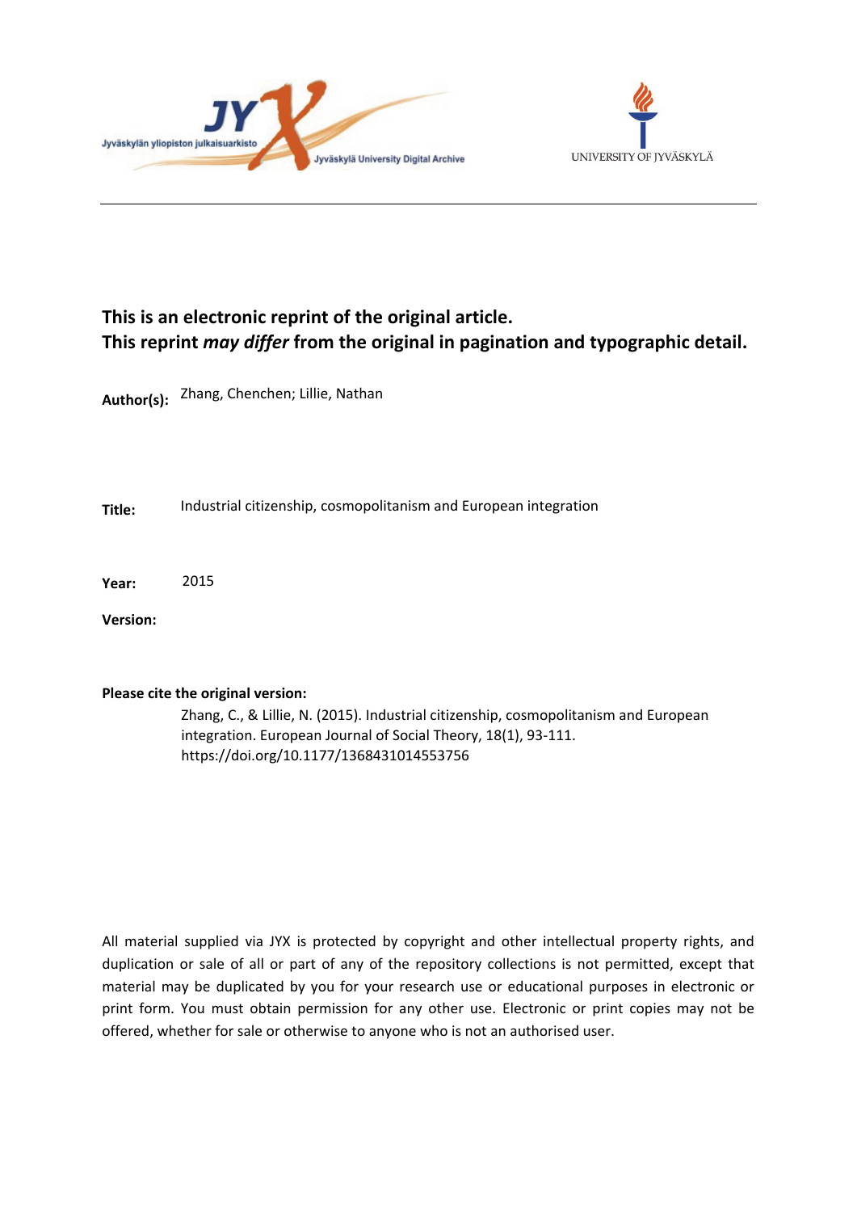Jyväskylän yliopiston julkaisuarkisto — Jyväskylä University Digital Archive

UNIVERSITY OF JYVÄSKYLÄ

---

**This is an electronic reprint of the original article.**
**This reprint *may differ* from the original in pagination and typographic detail.**

**Author(s):** Zhang, Chenchen; Lillie, Nathan

**Title:** Industrial citizenship, cosmopolitanism and European integration

**Year:** 2015

**Version:**

**Please cite the original version:**

Zhang, C., & Lillie, N. (2015). Industrial citizenship, cosmopolitanism and European integration. European Journal of Social Theory, 18(1), 93-111. https://doi.org/10.1177/1368431014553756

All material supplied via JYX is protected by copyright and other intellectual property rights, and duplication or sale of all or part of any of the repository collections is not permitted, except that material may be duplicated by you for your research use or educational purposes in electronic or print form. You must obtain permission for any other use. Electronic or print copies may not be offered, whether for sale or otherwise to anyone who is not an authorised user.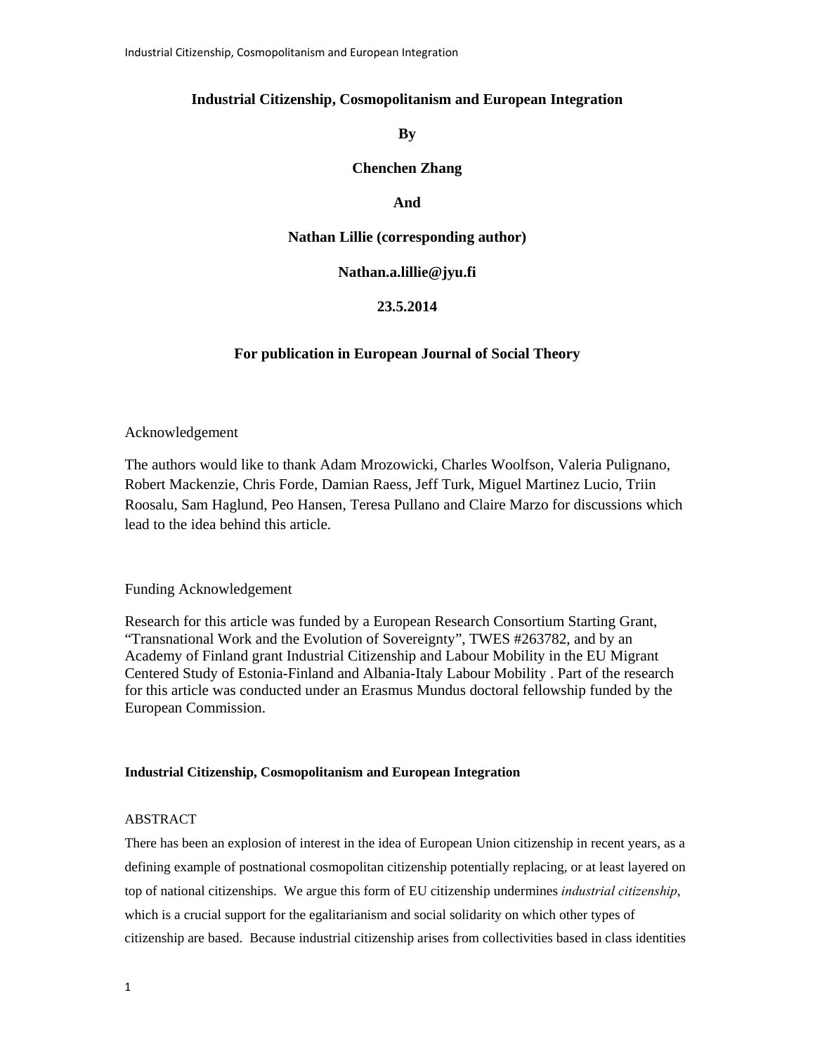# Industrial Citizenship, Cosmopolitanism and European Integration

**By**

**Chenchen Zhang**

**And**

**Nathan Lillie (corresponding author)**

**Nathan.a.lillie@jyu.fi**

**23.5.2014**

**For publication in European Journal of Social Theory**

Acknowledgement

The authors would like to thank Adam Mrozowicki, Charles Woolfson, Valeria Pulignano, Robert Mackenzie, Chris Forde, Damian Raess, Jeff Turk, Miguel Martinez Lucio, Triin Roosalu, Sam Haglund, Peo Hansen, Teresa Pullano and Claire Marzo for discussions which lead to the idea behind this article.

Funding Acknowledgement

Research for this article was funded by a European Research Consortium Starting Grant, "Transnational Work and the Evolution of Sovereignty", TWES #263782, and by an Academy of Finland grant Industrial Citizenship and Labour Mobility in the EU Migrant Centered Study of Estonia-Finland and Albania-Italy Labour Mobility . Part of the research for this article was conducted under an Erasmus Mundus doctoral fellowship funded by the European Commission.

**Industrial Citizenship, Cosmopolitanism and European Integration**

ABSTRACT

There has been an explosion of interest in the idea of European Union citizenship in recent years, as a defining example of postnational cosmopolitan citizenship potentially replacing, or at least layered on top of national citizenships. We argue this form of EU citizenship undermines *industrial citizenship*, which is a crucial support for the egalitarianism and social solidarity on which other types of citizenship are based. Because industrial citizenship arises from collectivities based in class identities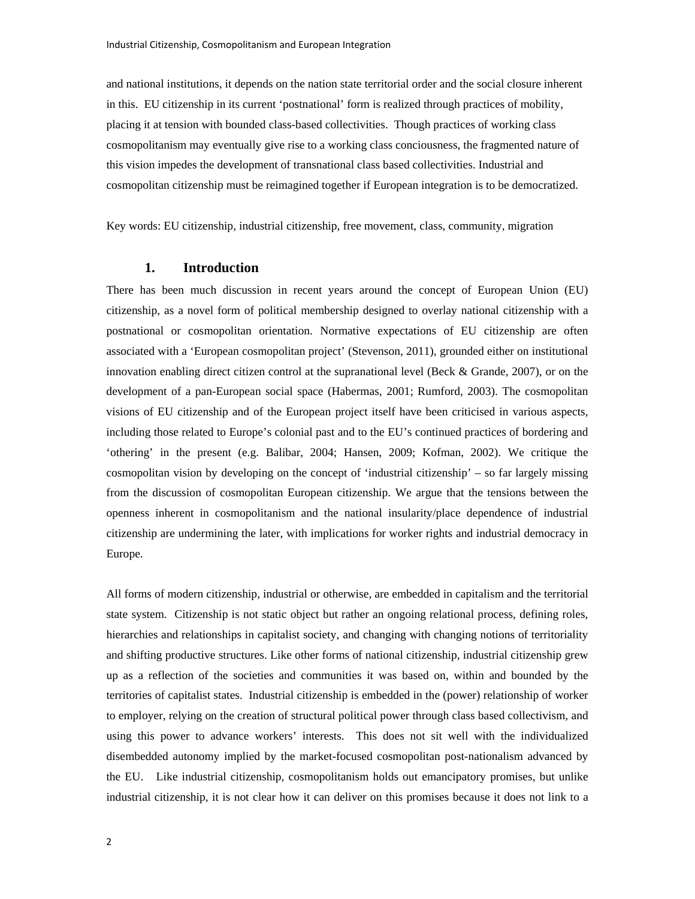and national institutions, it depends on the nation state territorial order and the social closure inherent in this. EU citizenship in its current 'postnational' form is realized through practices of mobility, placing it at tension with bounded class-based collectivities. Though practices of working class cosmopolitanism may eventually give rise to a working class conciousness, the fragmented nature of this vision impedes the development of transnational class based collectivities. Industrial and cosmopolitan citizenship must be reimagined together if European integration is to be democratized.

Key words: EU citizenship, industrial citizenship, free movement, class, community, migration

## 1. Introduction

There has been much discussion in recent years around the concept of European Union (EU) citizenship, as a novel form of political membership designed to overlay national citizenship with a postnational or cosmopolitan orientation. Normative expectations of EU citizenship are often associated with a 'European cosmopolitan project' (Stevenson, 2011), grounded either on institutional innovation enabling direct citizen control at the supranational level (Beck & Grande, 2007), or on the development of a pan-European social space (Habermas, 2001; Rumford, 2003). The cosmopolitan visions of EU citizenship and of the European project itself have been criticised in various aspects, including those related to Europe's colonial past and to the EU's continued practices of bordering and 'othering' in the present (e.g. Balibar, 2004; Hansen, 2009; Kofman, 2002). We critique the cosmopolitan vision by developing on the concept of 'industrial citizenship' – so far largely missing from the discussion of cosmopolitan European citizenship. We argue that the tensions between the openness inherent in cosmopolitanism and the national insularity/place dependence of industrial citizenship are undermining the later, with implications for worker rights and industrial democracy in Europe.

All forms of modern citizenship, industrial or otherwise, are embedded in capitalism and the territorial state system. Citizenship is not static object but rather an ongoing relational process, defining roles, hierarchies and relationships in capitalist society, and changing with changing notions of territoriality and shifting productive structures. Like other forms of national citizenship, industrial citizenship grew up as a reflection of the societies and communities it was based on, within and bounded by the territories of capitalist states. Industrial citizenship is embedded in the (power) relationship of worker to employer, relying on the creation of structural political power through class based collectivism, and using this power to advance workers' interests. This does not sit well with the individualized disembedded autonomy implied by the market-focused cosmopolitan post-nationalism advanced by the EU. Like industrial citizenship, cosmopolitanism holds out emancipatory promises, but unlike industrial citizenship, it is not clear how it can deliver on this promises because it does not link to a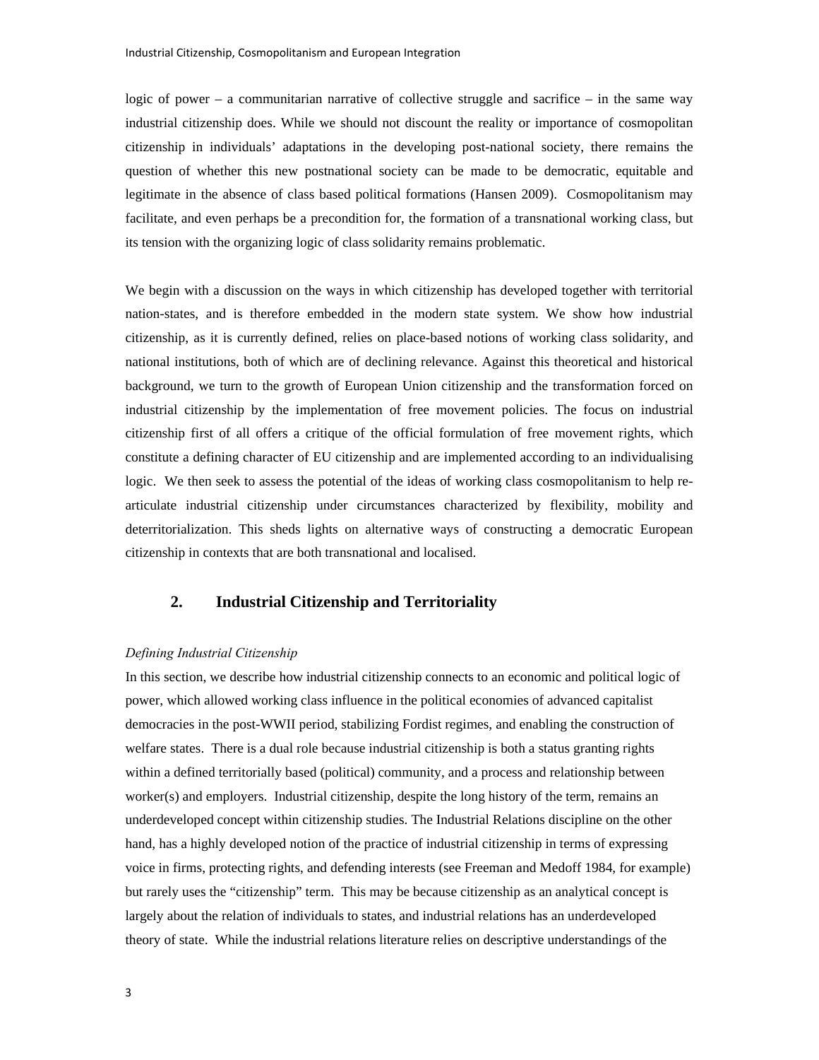logic of power – a communitarian narrative of collective struggle and sacrifice – in the same way industrial citizenship does. While we should not discount the reality or importance of cosmopolitan citizenship in individuals' adaptations in the developing post-national society, there remains the question of whether this new postnational society can be made to be democratic, equitable and legitimate in the absence of class based political formations (Hansen 2009). Cosmopolitanism may facilitate, and even perhaps be a precondition for, the formation of a transnational working class, but its tension with the organizing logic of class solidarity remains problematic.

We begin with a discussion on the ways in which citizenship has developed together with territorial nation-states, and is therefore embedded in the modern state system. We show how industrial citizenship, as it is currently defined, relies on place-based notions of working class solidarity, and national institutions, both of which are of declining relevance. Against this theoretical and historical background, we turn to the growth of European Union citizenship and the transformation forced on industrial citizenship by the implementation of free movement policies. The focus on industrial citizenship first of all offers a critique of the official formulation of free movement rights, which constitute a defining character of EU citizenship and are implemented according to an individualising logic. We then seek to assess the potential of the ideas of working class cosmopolitanism to help re-articulate industrial citizenship under circumstances characterized by flexibility, mobility and deterritorialization. This sheds lights on alternative ways of constructing a democratic European citizenship in contexts that are both transnational and localised.

## 2. Industrial Citizenship and Territoriality

*Defining Industrial Citizenship*

In this section, we describe how industrial citizenship connects to an economic and political logic of power, which allowed working class influence in the political economies of advanced capitalist democracies in the post-WWII period, stabilizing Fordist regimes, and enabling the construction of welfare states. There is a dual role because industrial citizenship is both a status granting rights within a defined territorially based (political) community, and a process and relationship between worker(s) and employers. Industrial citizenship, despite the long history of the term, remains an underdeveloped concept within citizenship studies. The Industrial Relations discipline on the other hand, has a highly developed notion of the practice of industrial citizenship in terms of expressing voice in firms, protecting rights, and defending interests (see Freeman and Medoff 1984, for example) but rarely uses the "citizenship" term. This may be because citizenship as an analytical concept is largely about the relation of individuals to states, and industrial relations has an underdeveloped theory of state. While the industrial relations literature relies on descriptive understandings of the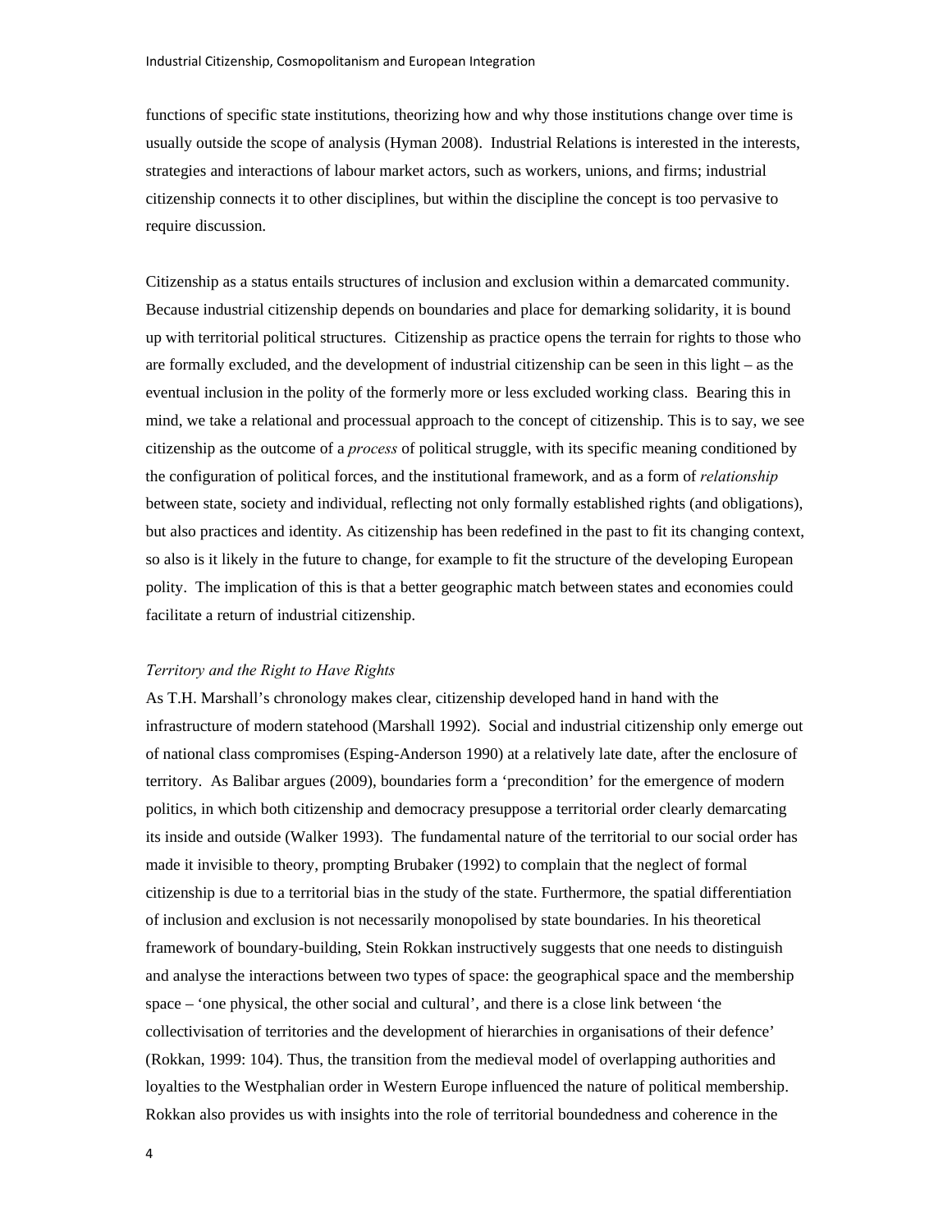functions of specific state institutions, theorizing how and why those institutions change over time is usually outside the scope of analysis (Hyman 2008). Industrial Relations is interested in the interests, strategies and interactions of labour market actors, such as workers, unions, and firms; industrial citizenship connects it to other disciplines, but within the discipline the concept is too pervasive to require discussion.

Citizenship as a status entails structures of inclusion and exclusion within a demarcated community. Because industrial citizenship depends on boundaries and place for demarking solidarity, it is bound up with territorial political structures. Citizenship as practice opens the terrain for rights to those who are formally excluded, and the development of industrial citizenship can be seen in this light – as the eventual inclusion in the polity of the formerly more or less excluded working class. Bearing this in mind, we take a relational and processual approach to the concept of citizenship. This is to say, we see citizenship as the outcome of a *process* of political struggle, with its specific meaning conditioned by the configuration of political forces, and the institutional framework, and as a form of *relationship* between state, society and individual, reflecting not only formally established rights (and obligations), but also practices and identity. As citizenship has been redefined in the past to fit its changing context, so also is it likely in the future to change, for example to fit the structure of the developing European polity. The implication of this is that a better geographic match between states and economies could facilitate a return of industrial citizenship.

### *Territory and the Right to Have Rights*

As T.H. Marshall's chronology makes clear, citizenship developed hand in hand with the infrastructure of modern statehood (Marshall 1992). Social and industrial citizenship only emerge out of national class compromises (Esping-Anderson 1990) at a relatively late date, after the enclosure of territory. As Balibar argues (2009), boundaries form a 'precondition' for the emergence of modern politics, in which both citizenship and democracy presuppose a territorial order clearly demarcating its inside and outside (Walker 1993). The fundamental nature of the territorial to our social order has made it invisible to theory, prompting Brubaker (1992) to complain that the neglect of formal citizenship is due to a territorial bias in the study of the state. Furthermore, the spatial differentiation of inclusion and exclusion is not necessarily monopolised by state boundaries. In his theoretical framework of boundary-building, Stein Rokkan instructively suggests that one needs to distinguish and analyse the interactions between two types of space: the geographical space and the membership space – 'one physical, the other social and cultural', and there is a close link between 'the collectivisation of territories and the development of hierarchies in organisations of their defence' (Rokkan, 1999: 104). Thus, the transition from the medieval model of overlapping authorities and loyalties to the Westphalian order in Western Europe influenced the nature of political membership. Rokkan also provides us with insights into the role of territorial boundedness and coherence in the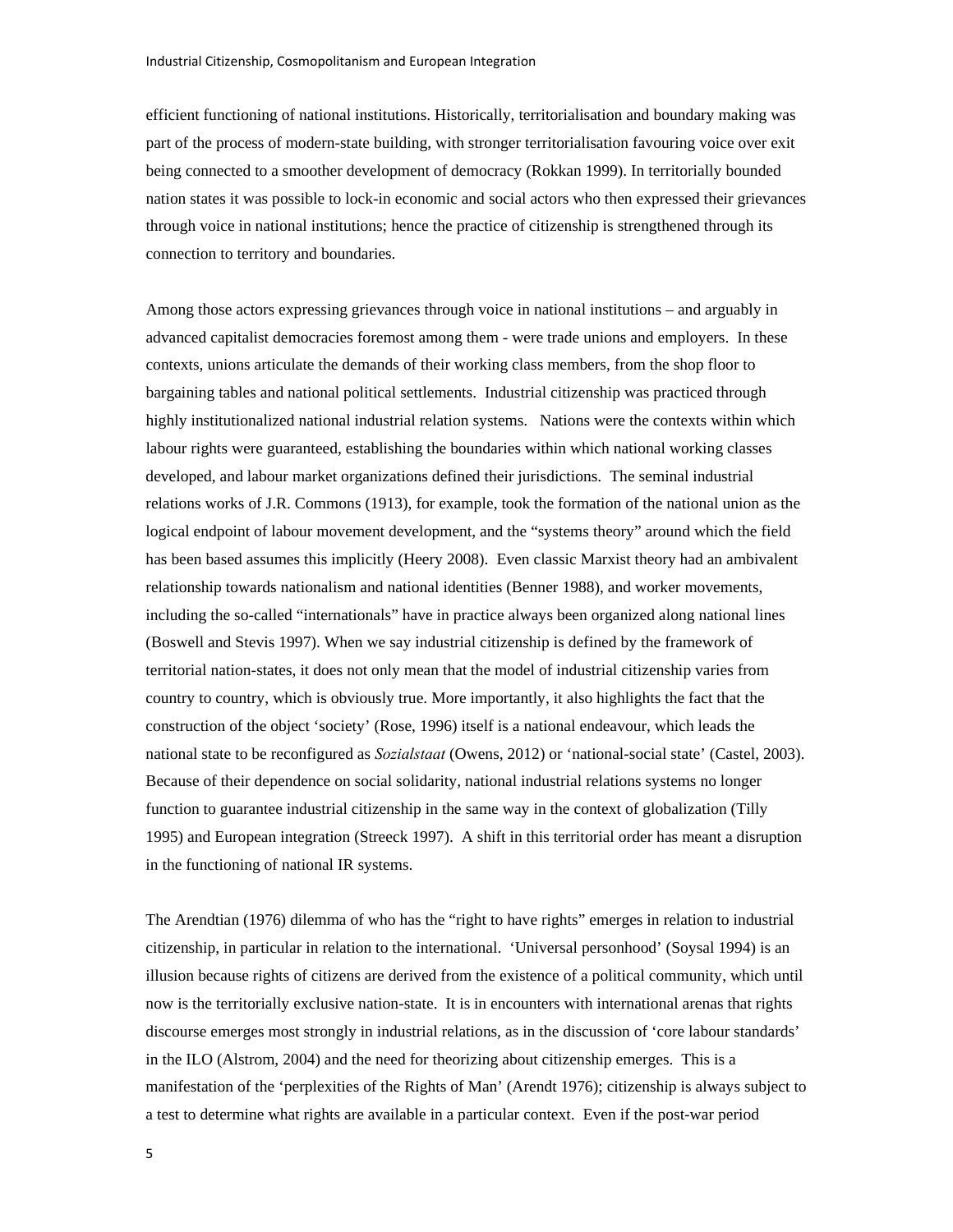efficient functioning of national institutions. Historically, territorialisation and boundary making was part of the process of modern-state building, with stronger territorialisation favouring voice over exit being connected to a smoother development of democracy (Rokkan 1999). In territorially bounded nation states it was possible to lock-in economic and social actors who then expressed their grievances through voice in national institutions; hence the practice of citizenship is strengthened through its connection to territory and boundaries.

Among those actors expressing grievances through voice in national institutions – and arguably in advanced capitalist democracies foremost among them - were trade unions and employers. In these contexts, unions articulate the demands of their working class members, from the shop floor to bargaining tables and national political settlements. Industrial citizenship was practiced through highly institutionalized national industrial relation systems. Nations were the contexts within which labour rights were guaranteed, establishing the boundaries within which national working classes developed, and labour market organizations defined their jurisdictions. The seminal industrial relations works of J.R. Commons (1913), for example, took the formation of the national union as the logical endpoint of labour movement development, and the "systems theory" around which the field has been based assumes this implicitly (Heery 2008). Even classic Marxist theory had an ambivalent relationship towards nationalism and national identities (Benner 1988), and worker movements, including the so-called "internationals" have in practice always been organized along national lines (Boswell and Stevis 1997). When we say industrial citizenship is defined by the framework of territorial nation-states, it does not only mean that the model of industrial citizenship varies from country to country, which is obviously true. More importantly, it also highlights the fact that the construction of the object 'society' (Rose, 1996) itself is a national endeavour, which leads the national state to be reconfigured as *Sozialstaat* (Owens, 2012) or 'national-social state' (Castel, 2003). Because of their dependence on social solidarity, national industrial relations systems no longer function to guarantee industrial citizenship in the same way in the context of globalization (Tilly 1995) and European integration (Streeck 1997). A shift in this territorial order has meant a disruption in the functioning of national IR systems.

The Arendtian (1976) dilemma of who has the "right to have rights" emerges in relation to industrial citizenship, in particular in relation to the international. 'Universal personhood' (Soysal 1994) is an illusion because rights of citizens are derived from the existence of a political community, which until now is the territorially exclusive nation-state. It is in encounters with international arenas that rights discourse emerges most strongly in industrial relations, as in the discussion of 'core labour standards' in the ILO (Alstrom, 2004) and the need for theorizing about citizenship emerges. This is a manifestation of the 'perplexities of the Rights of Man' (Arendt 1976); citizenship is always subject to a test to determine what rights are available in a particular context. Even if the post-war period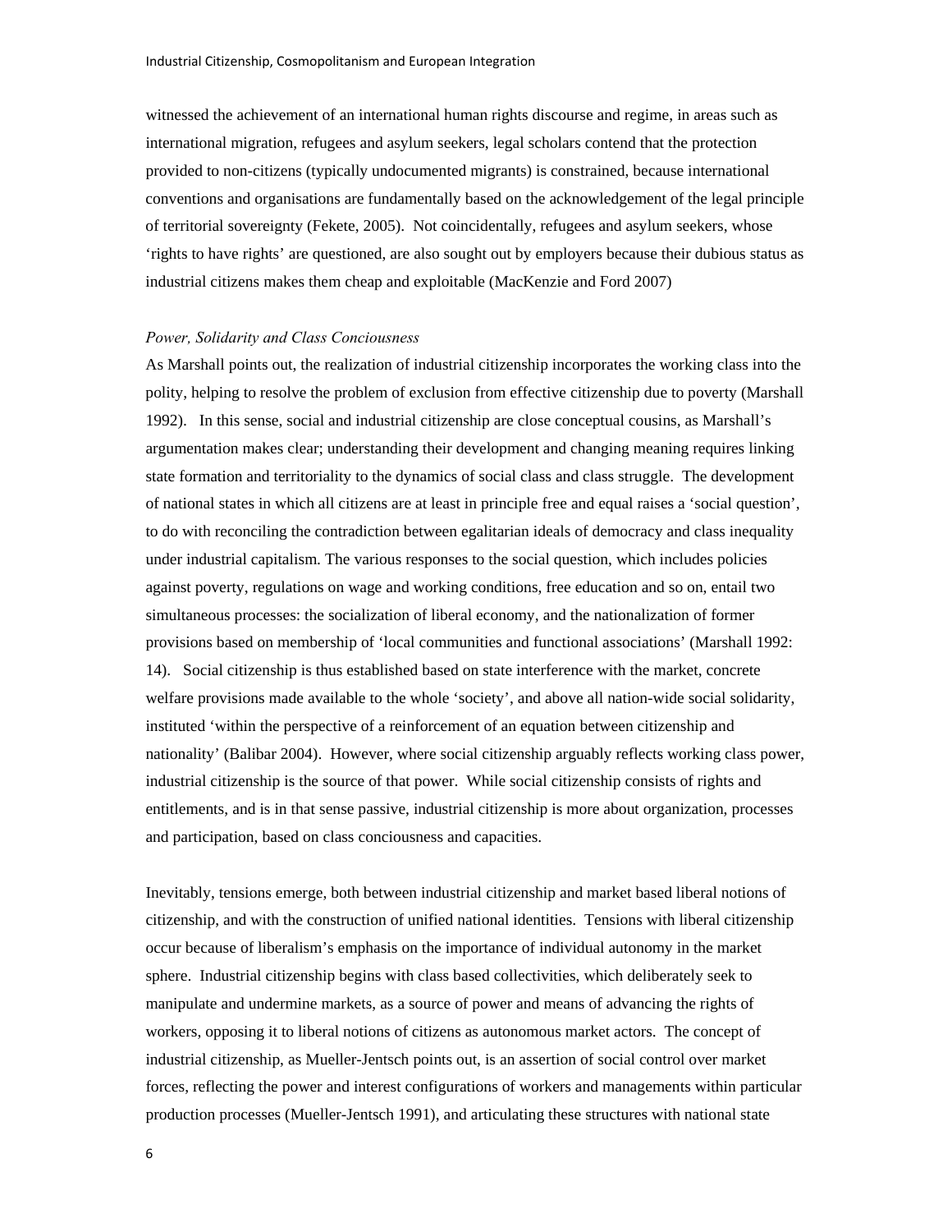witnessed the achievement of an international human rights discourse and regime, in areas such as international migration, refugees and asylum seekers, legal scholars contend that the protection provided to non-citizens (typically undocumented migrants) is constrained, because international conventions and organisations are fundamentally based on the acknowledgement of the legal principle of territorial sovereignty (Fekete, 2005). Not coincidentally, refugees and asylum seekers, whose 'rights to have rights' are questioned, are also sought out by employers because their dubious status as industrial citizens makes them cheap and exploitable (MacKenzie and Ford 2007)

### *Power, Solidarity and Class Conciousness*

As Marshall points out, the realization of industrial citizenship incorporates the working class into the polity, helping to resolve the problem of exclusion from effective citizenship due to poverty (Marshall 1992). In this sense, social and industrial citizenship are close conceptual cousins, as Marshall's argumentation makes clear; understanding their development and changing meaning requires linking state formation and territoriality to the dynamics of social class and class struggle. The development of national states in which all citizens are at least in principle free and equal raises a 'social question', to do with reconciling the contradiction between egalitarian ideals of democracy and class inequality under industrial capitalism. The various responses to the social question, which includes policies against poverty, regulations on wage and working conditions, free education and so on, entail two simultaneous processes: the socialization of liberal economy, and the nationalization of former provisions based on membership of 'local communities and functional associations' (Marshall 1992: 14). Social citizenship is thus established based on state interference with the market, concrete welfare provisions made available to the whole 'society', and above all nation-wide social solidarity, instituted 'within the perspective of a reinforcement of an equation between citizenship and nationality' (Balibar 2004). However, where social citizenship arguably reflects working class power, industrial citizenship is the source of that power. While social citizenship consists of rights and entitlements, and is in that sense passive, industrial citizenship is more about organization, processes and participation, based on class conciousness and capacities.

Inevitably, tensions emerge, both between industrial citizenship and market based liberal notions of citizenship, and with the construction of unified national identities. Tensions with liberal citizenship occur because of liberalism's emphasis on the importance of individual autonomy in the market sphere. Industrial citizenship begins with class based collectivities, which deliberately seek to manipulate and undermine markets, as a source of power and means of advancing the rights of workers, opposing it to liberal notions of citizens as autonomous market actors. The concept of industrial citizenship, as Mueller-Jentsch points out, is an assertion of social control over market forces, reflecting the power and interest configurations of workers and managements within particular production processes (Mueller-Jentsch 1991), and articulating these structures with national state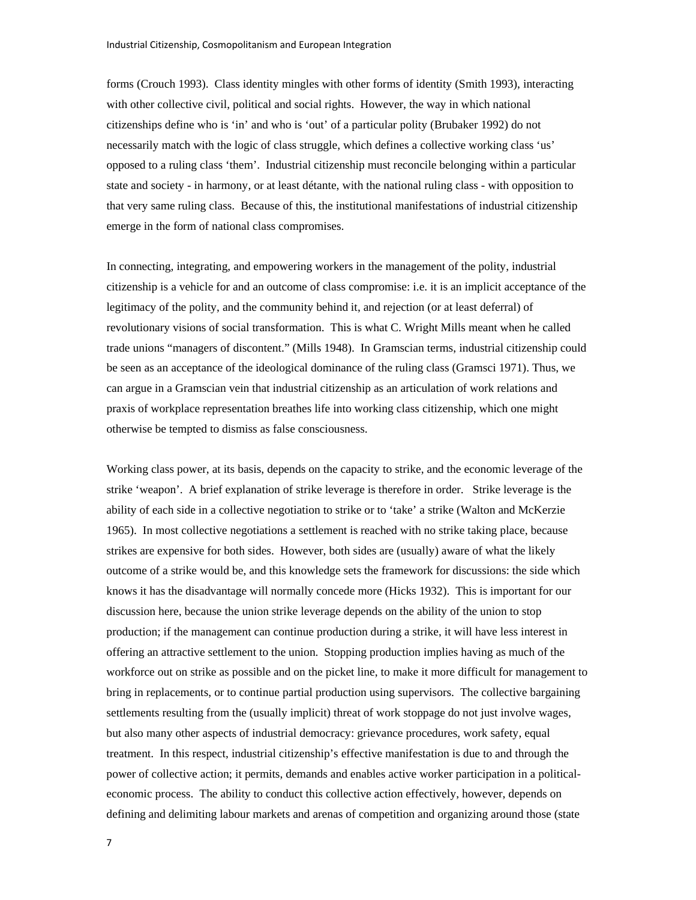forms (Crouch 1993). Class identity mingles with other forms of identity (Smith 1993), interacting with other collective civil, political and social rights. However, the way in which national citizenships define who is 'in' and who is 'out' of a particular polity (Brubaker 1992) do not necessarily match with the logic of class struggle, which defines a collective working class 'us' opposed to a ruling class 'them'. Industrial citizenship must reconcile belonging within a particular state and society - in harmony, or at least détante, with the national ruling class - with opposition to that very same ruling class. Because of this, the institutional manifestations of industrial citizenship emerge in the form of national class compromises.

In connecting, integrating, and empowering workers in the management of the polity, industrial citizenship is a vehicle for and an outcome of class compromise: i.e. it is an implicit acceptance of the legitimacy of the polity, and the community behind it, and rejection (or at least deferral) of revolutionary visions of social transformation. This is what C. Wright Mills meant when he called trade unions "managers of discontent." (Mills 1948). In Gramscian terms, industrial citizenship could be seen as an acceptance of the ideological dominance of the ruling class (Gramsci 1971). Thus, we can argue in a Gramscian vein that industrial citizenship as an articulation of work relations and praxis of workplace representation breathes life into working class citizenship, which one might otherwise be tempted to dismiss as false consciousness.

Working class power, at its basis, depends on the capacity to strike, and the economic leverage of the strike 'weapon'. A brief explanation of strike leverage is therefore in order. Strike leverage is the ability of each side in a collective negotiation to strike or to 'take' a strike (Walton and McKerzie 1965). In most collective negotiations a settlement is reached with no strike taking place, because strikes are expensive for both sides. However, both sides are (usually) aware of what the likely outcome of a strike would be, and this knowledge sets the framework for discussions: the side which knows it has the disadvantage will normally concede more (Hicks 1932). This is important for our discussion here, because the union strike leverage depends on the ability of the union to stop production; if the management can continue production during a strike, it will have less interest in offering an attractive settlement to the union. Stopping production implies having as much of the workforce out on strike as possible and on the picket line, to make it more difficult for management to bring in replacements, or to continue partial production using supervisors. The collective bargaining settlements resulting from the (usually implicit) threat of work stoppage do not just involve wages, but also many other aspects of industrial democracy: grievance procedures, work safety, equal treatment. In this respect, industrial citizenship's effective manifestation is due to and through the power of collective action; it permits, demands and enables active worker participation in a political-economic process. The ability to conduct this collective action effectively, however, depends on defining and delimiting labour markets and arenas of competition and organizing around those (state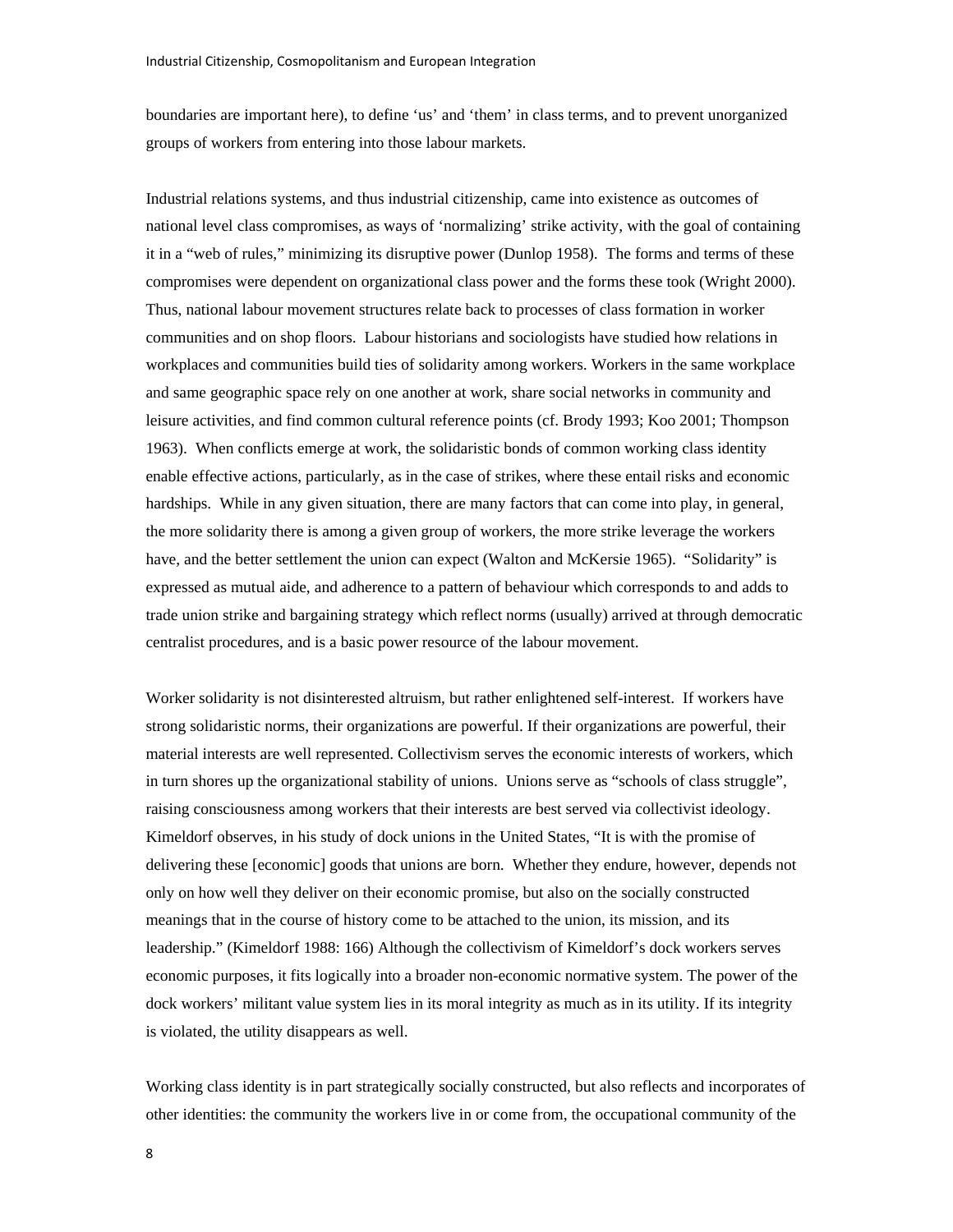boundaries are important here), to define 'us' and 'them' in class terms, and to prevent unorganized groups of workers from entering into those labour markets.

Industrial relations systems, and thus industrial citizenship, came into existence as outcomes of national level class compromises, as ways of 'normalizing' strike activity, with the goal of containing it in a "web of rules," minimizing its disruptive power (Dunlop 1958). The forms and terms of these compromises were dependent on organizational class power and the forms these took (Wright 2000). Thus, national labour movement structures relate back to processes of class formation in worker communities and on shop floors. Labour historians and sociologists have studied how relations in workplaces and communities build ties of solidarity among workers. Workers in the same workplace and same geographic space rely on one another at work, share social networks in community and leisure activities, and find common cultural reference points (cf. Brody 1993; Koo 2001; Thompson 1963). When conflicts emerge at work, the solidaristic bonds of common working class identity enable effective actions, particularly, as in the case of strikes, where these entail risks and economic hardships. While in any given situation, there are many factors that can come into play, in general, the more solidarity there is among a given group of workers, the more strike leverage the workers have, and the better settlement the union can expect (Walton and McKersie 1965). "Solidarity" is expressed as mutual aide, and adherence to a pattern of behaviour which corresponds to and adds to trade union strike and bargaining strategy which reflect norms (usually) arrived at through democratic centralist procedures, and is a basic power resource of the labour movement.

Worker solidarity is not disinterested altruism, but rather enlightened self-interest. If workers have strong solidaristic norms, their organizations are powerful. If their organizations are powerful, their material interests are well represented. Collectivism serves the economic interests of workers, which in turn shores up the organizational stability of unions. Unions serve as "schools of class struggle", raising consciousness among workers that their interests are best served via collectivist ideology. Kimeldorf observes, in his study of dock unions in the United States, "It is with the promise of delivering these [economic] goods that unions are born. Whether they endure, however, depends not only on how well they deliver on their economic promise, but also on the socially constructed meanings that in the course of history come to be attached to the union, its mission, and its leadership." (Kimeldorf 1988: 166) Although the collectivism of Kimeldorf's dock workers serves economic purposes, it fits logically into a broader non-economic normative system. The power of the dock workers' militant value system lies in its moral integrity as much as in its utility. If its integrity is violated, the utility disappears as well.

Working class identity is in part strategically socially constructed, but also reflects and incorporates of other identities: the community the workers live in or come from, the occupational community of the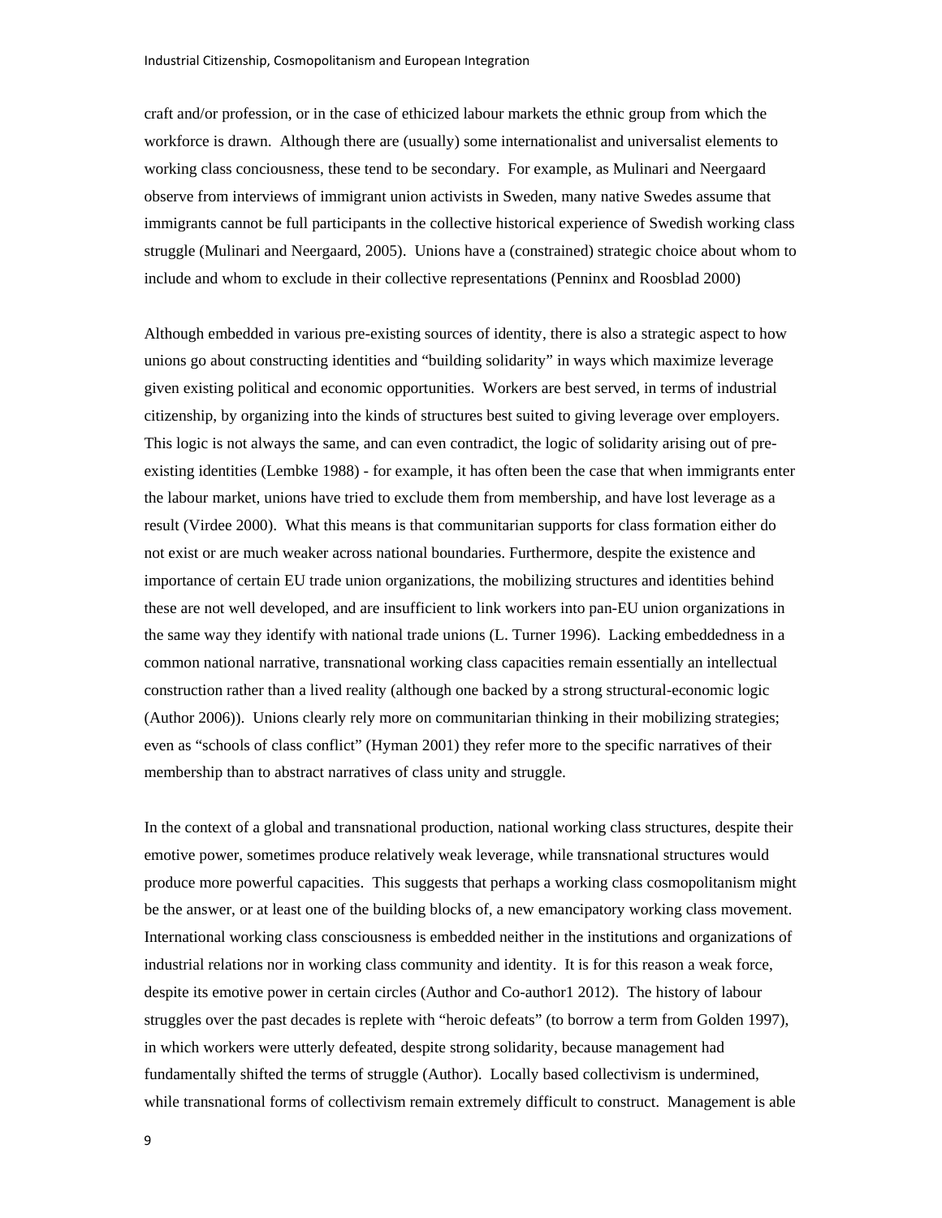craft and/or profession, or in the case of ethicized labour markets the ethnic group from which the workforce is drawn.  Although there are (usually) some internationalist and universalist elements to working class conciousness, these tend to be secondary.  For example, as Mulinari and Neergaard observe from interviews of immigrant union activists in Sweden, many native Swedes assume that immigrants cannot be full participants in the collective historical experience of Swedish working class struggle (Mulinari and Neergaard, 2005).  Unions have a (constrained) strategic choice about whom to include and whom to exclude in their collective representations (Penninx and Roosblad 2000)

Although embedded in various pre-existing sources of identity, there is also a strategic aspect to how unions go about constructing identities and "building solidarity" in ways which maximize leverage given existing political and economic opportunities.  Workers are best served, in terms of industrial citizenship, by organizing into the kinds of structures best suited to giving leverage over employers. This logic is not always the same, and can even contradict, the logic of solidarity arising out of pre-existing identities (Lembke 1988) - for example, it has often been the case that when immigrants enter the labour market, unions have tried to exclude them from membership, and have lost leverage as a result (Virdee 2000).  What this means is that communitarian supports for class formation either do not exist or are much weaker across national boundaries. Furthermore, despite the existence and importance of certain EU trade union organizations, the mobilizing structures and identities behind these are not well developed, and are insufficient to link workers into pan-EU union organizations in the same way they identify with national trade unions (L. Turner 1996).  Lacking embeddedness in a common national narrative, transnational working class capacities remain essentially an intellectual construction rather than a lived reality (although one backed by a strong structural-economic logic (Author 2006)).  Unions clearly rely more on communitarian thinking in their mobilizing strategies; even as "schools of class conflict" (Hyman 2001) they refer more to the specific narratives of their membership than to abstract narratives of class unity and struggle.

In the context of a global and transnational production, national working class structures, despite their emotive power, sometimes produce relatively weak leverage, while transnational structures would produce more powerful capacities.  This suggests that perhaps a working class cosmopolitanism might be the answer, or at least one of the building blocks of, a new emancipatory working class movement. International working class consciousness is embedded neither in the institutions and organizations of industrial relations nor in working class community and identity.  It is for this reason a weak force, despite its emotive power in certain circles (Author and Co-author1 2012).  The history of labour struggles over the past decades is replete with "heroic defeats" (to borrow a term from Golden 1997), in which workers were utterly defeated, despite strong solidarity, because management had fundamentally shifted the terms of struggle (Author).  Locally based collectivism is undermined, while transnational forms of collectivism remain extremely difficult to construct.  Management is able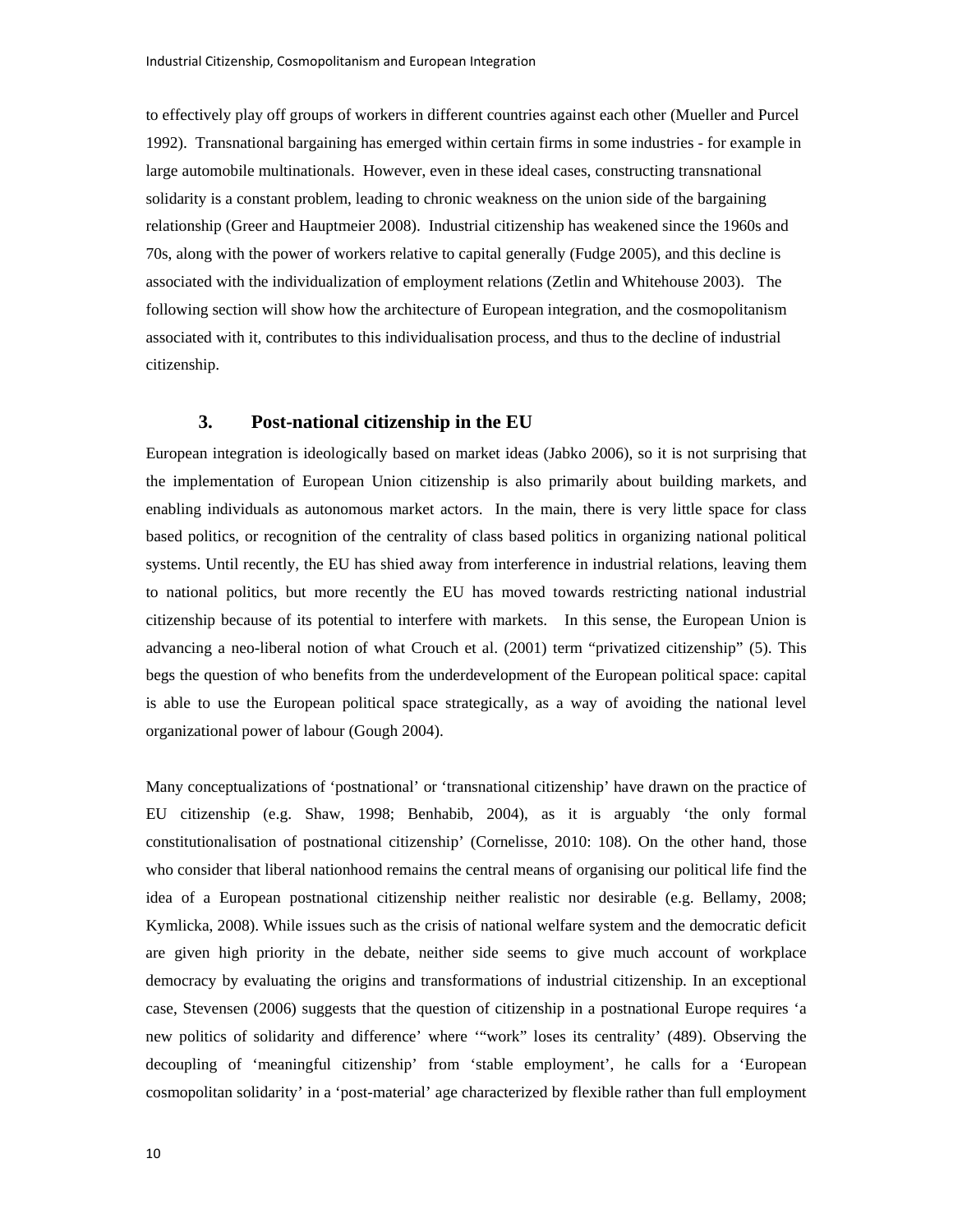to effectively play off groups of workers in different countries against each other (Mueller and Purcel 1992). Transnational bargaining has emerged within certain firms in some industries - for example in large automobile multinationals. However, even in these ideal cases, constructing transnational solidarity is a constant problem, leading to chronic weakness on the union side of the bargaining relationship (Greer and Hauptmeier 2008). Industrial citizenship has weakened since the 1960s and 70s, along with the power of workers relative to capital generally (Fudge 2005), and this decline is associated with the individualization of employment relations (Zetlin and Whitehouse 2003). The following section will show how the architecture of European integration, and the cosmopolitanism associated with it, contributes to this individualisation process, and thus to the decline of industrial citizenship.

## 3. Post-national citizenship in the EU

European integration is ideologically based on market ideas (Jabko 2006), so it is not surprising that the implementation of European Union citizenship is also primarily about building markets, and enabling individuals as autonomous market actors. In the main, there is very little space for class based politics, or recognition of the centrality of class based politics in organizing national political systems. Until recently, the EU has shied away from interference in industrial relations, leaving them to national politics, but more recently the EU has moved towards restricting national industrial citizenship because of its potential to interfere with markets. In this sense, the European Union is advancing a neo-liberal notion of what Crouch et al. (2001) term "privatized citizenship" (5). This begs the question of who benefits from the underdevelopment of the European political space: capital is able to use the European political space strategically, as a way of avoiding the national level organizational power of labour (Gough 2004).

Many conceptualizations of 'postnational' or 'transnational citizenship' have drawn on the practice of EU citizenship (e.g. Shaw, 1998; Benhabib, 2004), as it is arguably 'the only formal constitutionalisation of postnational citizenship' (Cornelisse, 2010: 108). On the other hand, those who consider that liberal nationhood remains the central means of organising our political life find the idea of a European postnational citizenship neither realistic nor desirable (e.g. Bellamy, 2008; Kymlicka, 2008). While issues such as the crisis of national welfare system and the democratic deficit are given high priority in the debate, neither side seems to give much account of workplace democracy by evaluating the origins and transformations of industrial citizenship. In an exceptional case, Stevensen (2006) suggests that the question of citizenship in a postnational Europe requires 'a new politics of solidarity and difference' where '"work" loses its centrality' (489). Observing the decoupling of 'meaningful citizenship' from 'stable employment', he calls for a 'European cosmopolitan solidarity' in a 'post-material' age characterized by flexible rather than full employment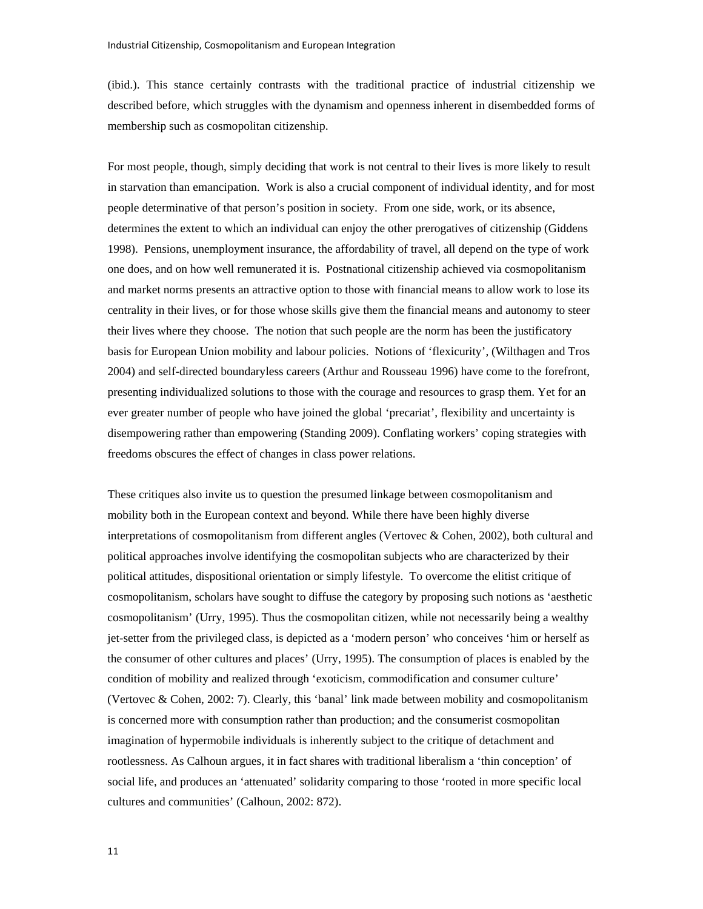(ibid.). This stance certainly contrasts with the traditional practice of industrial citizenship we described before, which struggles with the dynamism and openness inherent in disembedded forms of membership such as cosmopolitan citizenship.

For most people, though, simply deciding that work is not central to their lives is more likely to result in starvation than emancipation. Work is also a crucial component of individual identity, and for most people determinative of that person's position in society. From one side, work, or its absence, determines the extent to which an individual can enjoy the other prerogatives of citizenship (Giddens 1998). Pensions, unemployment insurance, the affordability of travel, all depend on the type of work one does, and on how well remunerated it is. Postnational citizenship achieved via cosmopolitanism and market norms presents an attractive option to those with financial means to allow work to lose its centrality in their lives, or for those whose skills give them the financial means and autonomy to steer their lives where they choose. The notion that such people are the norm has been the justificatory basis for European Union mobility and labour policies. Notions of 'flexicurity', (Wilthagen and Tros 2004) and self-directed boundaryless careers (Arthur and Rousseau 1996) have come to the forefront, presenting individualized solutions to those with the courage and resources to grasp them. Yet for an ever greater number of people who have joined the global 'precariat', flexibility and uncertainty is disempowering rather than empowering (Standing 2009). Conflating workers' coping strategies with freedoms obscures the effect of changes in class power relations.

These critiques also invite us to question the presumed linkage between cosmopolitanism and mobility both in the European context and beyond. While there have been highly diverse interpretations of cosmopolitanism from different angles (Vertovec & Cohen, 2002), both cultural and political approaches involve identifying the cosmopolitan subjects who are characterized by their political attitudes, dispositional orientation or simply lifestyle. To overcome the elitist critique of cosmopolitanism, scholars have sought to diffuse the category by proposing such notions as 'aesthetic cosmopolitanism' (Urry, 1995). Thus the cosmopolitan citizen, while not necessarily being a wealthy jet-setter from the privileged class, is depicted as a 'modern person' who conceives 'him or herself as the consumer of other cultures and places' (Urry, 1995). The consumption of places is enabled by the condition of mobility and realized through 'exoticism, commodification and consumer culture' (Vertovec & Cohen, 2002: 7). Clearly, this 'banal' link made between mobility and cosmopolitanism is concerned more with consumption rather than production; and the consumerist cosmopolitan imagination of hypermobile individuals is inherently subject to the critique of detachment and rootlessness. As Calhoun argues, it in fact shares with traditional liberalism a 'thin conception' of social life, and produces an 'attenuated' solidarity comparing to those 'rooted in more specific local cultures and communities' (Calhoun, 2002: 872).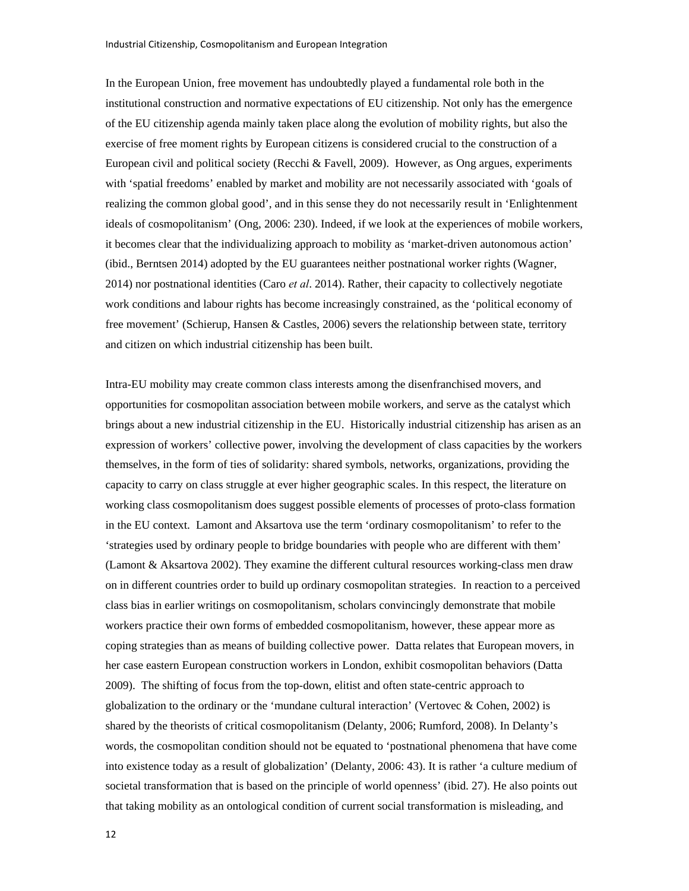In the European Union, free movement has undoubtedly played a fundamental role both in the institutional construction and normative expectations of EU citizenship. Not only has the emergence of the EU citizenship agenda mainly taken place along the evolution of mobility rights, but also the exercise of free moment rights by European citizens is considered crucial to the construction of a European civil and political society (Recchi & Favell, 2009). However, as Ong argues, experiments with 'spatial freedoms' enabled by market and mobility are not necessarily associated with 'goals of realizing the common global good', and in this sense they do not necessarily result in 'Enlightenment ideals of cosmopolitanism' (Ong, 2006: 230). Indeed, if we look at the experiences of mobile workers, it becomes clear that the individualizing approach to mobility as 'market-driven autonomous action' (ibid., Berntsen 2014) adopted by the EU guarantees neither postnational worker rights (Wagner, 2014) nor postnational identities (Caro *et al*. 2014). Rather, their capacity to collectively negotiate work conditions and labour rights has become increasingly constrained, as the 'political economy of free movement' (Schierup, Hansen & Castles, 2006) severs the relationship between state, territory and citizen on which industrial citizenship has been built.

Intra-EU mobility may create common class interests among the disenfranchised movers, and opportunities for cosmopolitan association between mobile workers, and serve as the catalyst which brings about a new industrial citizenship in the EU. Historically industrial citizenship has arisen as an expression of workers' collective power, involving the development of class capacities by the workers themselves, in the form of ties of solidarity: shared symbols, networks, organizations, providing the capacity to carry on class struggle at ever higher geographic scales. In this respect, the literature on working class cosmopolitanism does suggest possible elements of processes of proto-class formation in the EU context. Lamont and Aksartova use the term 'ordinary cosmopolitanism' to refer to the 'strategies used by ordinary people to bridge boundaries with people who are different with them' (Lamont & Aksartova 2002). They examine the different cultural resources working-class men draw on in different countries order to build up ordinary cosmopolitan strategies. In reaction to a perceived class bias in earlier writings on cosmopolitanism, scholars convincingly demonstrate that mobile workers practice their own forms of embedded cosmopolitanism, however, these appear more as coping strategies than as means of building collective power. Datta relates that European movers, in her case eastern European construction workers in London, exhibit cosmopolitan behaviors (Datta 2009). The shifting of focus from the top-down, elitist and often state-centric approach to globalization to the ordinary or the 'mundane cultural interaction' (Vertovec & Cohen, 2002) is shared by the theorists of critical cosmopolitanism (Delanty, 2006; Rumford, 2008). In Delanty's words, the cosmopolitan condition should not be equated to 'postnational phenomena that have come into existence today as a result of globalization' (Delanty, 2006: 43). It is rather 'a culture medium of societal transformation that is based on the principle of world openness' (ibid. 27). He also points out that taking mobility as an ontological condition of current social transformation is misleading, and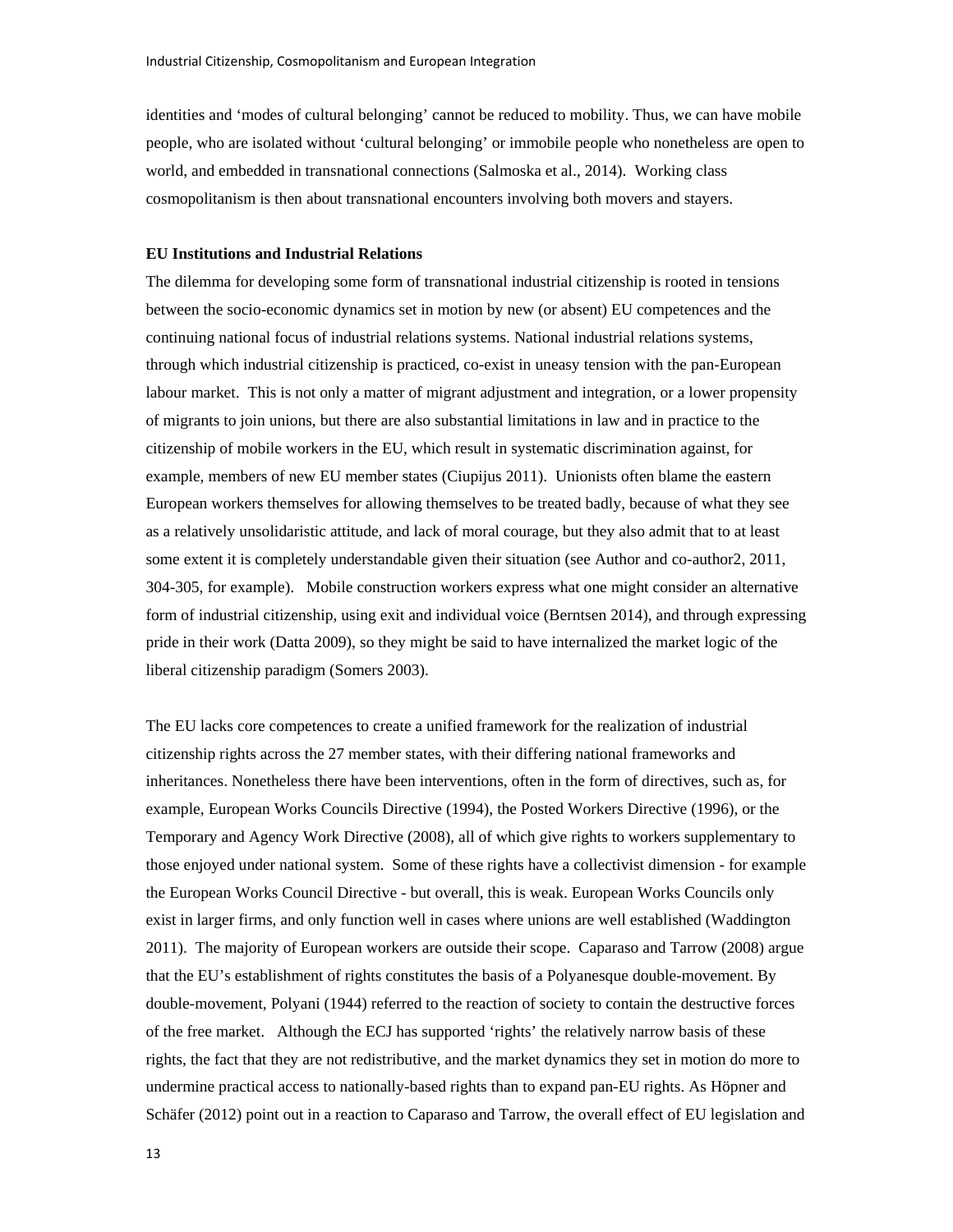identities and 'modes of cultural belonging' cannot be reduced to mobility. Thus, we can have mobile people, who are isolated without 'cultural belonging' or immobile people who nonetheless are open to world, and embedded in transnational connections (Salmoska et al., 2014). Working class cosmopolitanism is then about transnational encounters involving both movers and stayers.

**EU Institutions and Industrial Relations**

The dilemma for developing some form of transnational industrial citizenship is rooted in tensions between the socio-economic dynamics set in motion by new (or absent) EU competences and the continuing national focus of industrial relations systems. National industrial relations systems, through which industrial citizenship is practiced, co-exist in uneasy tension with the pan-European labour market. This is not only a matter of migrant adjustment and integration, or a lower propensity of migrants to join unions, but there are also substantial limitations in law and in practice to the citizenship of mobile workers in the EU, which result in systematic discrimination against, for example, members of new EU member states (Ciupijus 2011). Unionists often blame the eastern European workers themselves for allowing themselves to be treated badly, because of what they see as a relatively unsolidaristic attitude, and lack of moral courage, but they also admit that to at least some extent it is completely understandable given their situation (see Author and co-author2, 2011, 304-305, for example). Mobile construction workers express what one might consider an alternative form of industrial citizenship, using exit and individual voice (Berntsen 2014), and through expressing pride in their work (Datta 2009), so they might be said to have internalized the market logic of the liberal citizenship paradigm (Somers 2003).

The EU lacks core competences to create a unified framework for the realization of industrial citizenship rights across the 27 member states, with their differing national frameworks and inheritances. Nonetheless there have been interventions, often in the form of directives, such as, for example, European Works Councils Directive (1994), the Posted Workers Directive (1996), or the Temporary and Agency Work Directive (2008), all of which give rights to workers supplementary to those enjoyed under national system. Some of these rights have a collectivist dimension - for example the European Works Council Directive - but overall, this is weak. European Works Councils only exist in larger firms, and only function well in cases where unions are well established (Waddington 2011). The majority of European workers are outside their scope. Caparaso and Tarrow (2008) argue that the EU's establishment of rights constitutes the basis of a Polyanesque double-movement. By double-movement, Polyani (1944) referred to the reaction of society to contain the destructive forces of the free market. Although the ECJ has supported 'rights' the relatively narrow basis of these rights, the fact that they are not redistributive, and the market dynamics they set in motion do more to undermine practical access to nationally-based rights than to expand pan-EU rights. As Höpner and Schäfer (2012) point out in a reaction to Caparaso and Tarrow, the overall effect of EU legislation and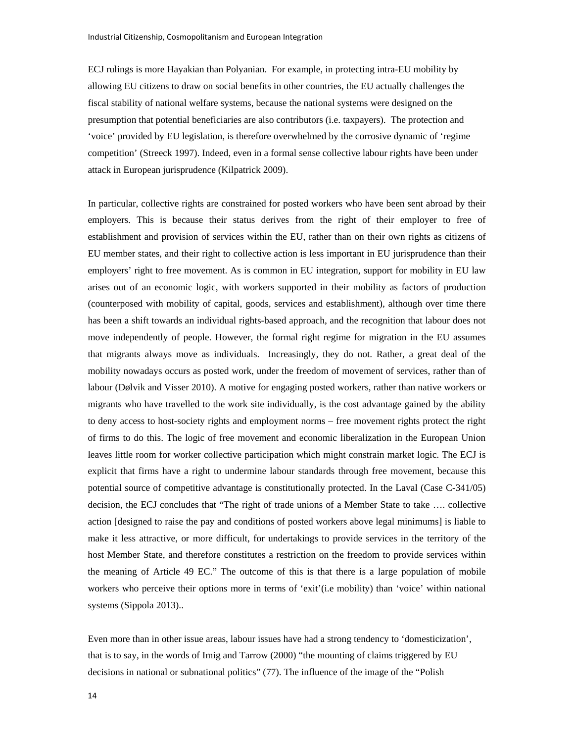ECJ rulings is more Hayakian than Polyanian. For example, in protecting intra-EU mobility by allowing EU citizens to draw on social benefits in other countries, the EU actually challenges the fiscal stability of national welfare systems, because the national systems were designed on the presumption that potential beneficiaries are also contributors (i.e. taxpayers). The protection and 'voice' provided by EU legislation, is therefore overwhelmed by the corrosive dynamic of 'regime competition' (Streeck 1997). Indeed, even in a formal sense collective labour rights have been under attack in European jurisprudence (Kilpatrick 2009).

In particular, collective rights are constrained for posted workers who have been sent abroad by their employers. This is because their status derives from the right of their employer to free of establishment and provision of services within the EU, rather than on their own rights as citizens of EU member states, and their right to collective action is less important in EU jurisprudence than their employers' right to free movement. As is common in EU integration, support for mobility in EU law arises out of an economic logic, with workers supported in their mobility as factors of production (counterposed with mobility of capital, goods, services and establishment), although over time there has been a shift towards an individual rights-based approach, and the recognition that labour does not move independently of people. However, the formal right regime for migration in the EU assumes that migrants always move as individuals. Increasingly, they do not. Rather, a great deal of the mobility nowadays occurs as posted work, under the freedom of movement of services, rather than of labour (Dølvik and Visser 2010). A motive for engaging posted workers, rather than native workers or migrants who have travelled to the work site individually, is the cost advantage gained by the ability to deny access to host-society rights and employment norms – free movement rights protect the right of firms to do this. The logic of free movement and economic liberalization in the European Union leaves little room for worker collective participation which might constrain market logic. The ECJ is explicit that firms have a right to undermine labour standards through free movement, because this potential source of competitive advantage is constitutionally protected. In the Laval (Case C-341/05) decision, the ECJ concludes that "The right of trade unions of a Member State to take …. collective action [designed to raise the pay and conditions of posted workers above legal minimums] is liable to make it less attractive, or more difficult, for undertakings to provide services in the territory of the host Member State, and therefore constitutes a restriction on the freedom to provide services within the meaning of Article 49 EC." The outcome of this is that there is a large population of mobile workers who perceive their options more in terms of 'exit'(i.e mobility) than 'voice' within national systems (Sippola 2013)..

Even more than in other issue areas, labour issues have had a strong tendency to 'domesticization', that is to say, in the words of Imig and Tarrow (2000) "the mounting of claims triggered by EU decisions in national or subnational politics" (77). The influence of the image of the "Polish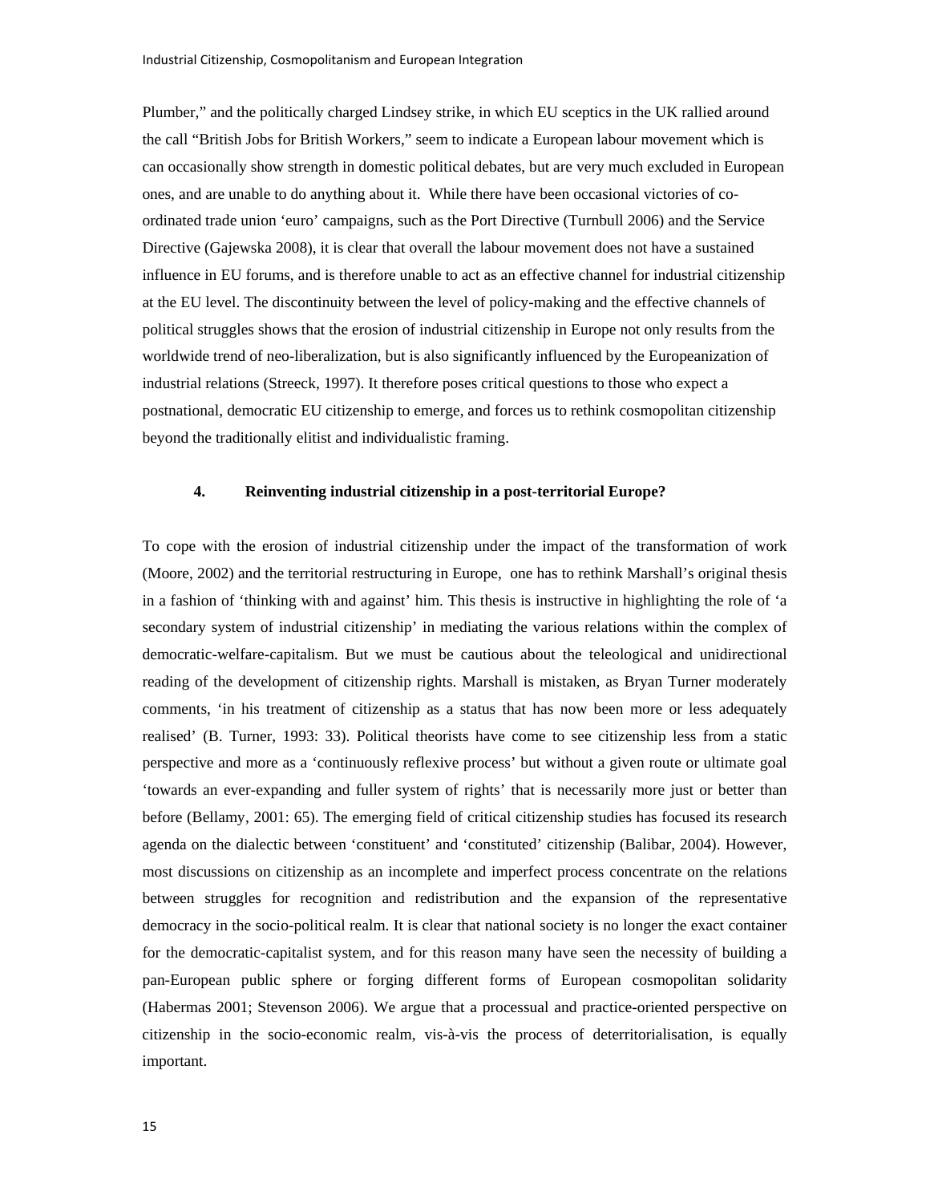Plumber," and the politically charged Lindsey strike, in which EU sceptics in the UK rallied around the call "British Jobs for British Workers," seem to indicate a European labour movement which is can occasionally show strength in domestic political debates, but are very much excluded in European ones, and are unable to do anything about it. While there have been occasional victories of co-ordinated trade union 'euro' campaigns, such as the Port Directive (Turnbull 2006) and the Service Directive (Gajewska 2008), it is clear that overall the labour movement does not have a sustained influence in EU forums, and is therefore unable to act as an effective channel for industrial citizenship at the EU level. The discontinuity between the level of policy-making and the effective channels of political struggles shows that the erosion of industrial citizenship in Europe not only results from the worldwide trend of neo-liberalization, but is also significantly influenced by the Europeanization of industrial relations (Streeck, 1997). It therefore poses critical questions to those who expect a postnational, democratic EU citizenship to emerge, and forces us to rethink cosmopolitan citizenship beyond the traditionally elitist and individualistic framing.

## 4. Reinventing industrial citizenship in a post-territorial Europe?

To cope with the erosion of industrial citizenship under the impact of the transformation of work (Moore, 2002) and the territorial restructuring in Europe, one has to rethink Marshall's original thesis in a fashion of 'thinking with and against' him. This thesis is instructive in highlighting the role of 'a secondary system of industrial citizenship' in mediating the various relations within the complex of democratic-welfare-capitalism. But we must be cautious about the teleological and unidirectional reading of the development of citizenship rights. Marshall is mistaken, as Bryan Turner moderately comments, 'in his treatment of citizenship as a status that has now been more or less adequately realised' (B. Turner, 1993: 33). Political theorists have come to see citizenship less from a static perspective and more as a 'continuously reflexive process' but without a given route or ultimate goal 'towards an ever-expanding and fuller system of rights' that is necessarily more just or better than before (Bellamy, 2001: 65). The emerging field of critical citizenship studies has focused its research agenda on the dialectic between 'constituent' and 'constituted' citizenship (Balibar, 2004). However, most discussions on citizenship as an incomplete and imperfect process concentrate on the relations between struggles for recognition and redistribution and the expansion of the representative democracy in the socio-political realm. It is clear that national society is no longer the exact container for the democratic-capitalist system, and for this reason many have seen the necessity of building a pan-European public sphere or forging different forms of European cosmopolitan solidarity (Habermas 2001; Stevenson 2006). We argue that a processual and practice-oriented perspective on citizenship in the socio-economic realm, vis-à-vis the process of deterritorialisation, is equally important.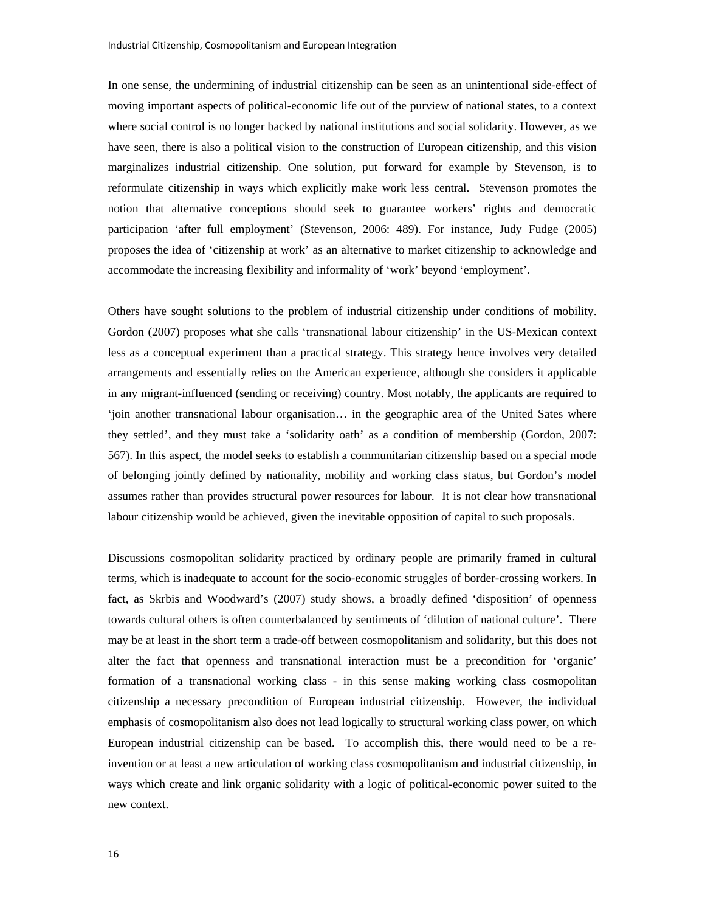In one sense, the undermining of industrial citizenship can be seen as an unintentional side-effect of moving important aspects of political-economic life out of the purview of national states, to a context where social control is no longer backed by national institutions and social solidarity. However, as we have seen, there is also a political vision to the construction of European citizenship, and this vision marginalizes industrial citizenship. One solution, put forward for example by Stevenson, is to reformulate citizenship in ways which explicitly make work less central. Stevenson promotes the notion that alternative conceptions should seek to guarantee workers' rights and democratic participation 'after full employment' (Stevenson, 2006: 489). For instance, Judy Fudge (2005) proposes the idea of 'citizenship at work' as an alternative to market citizenship to acknowledge and accommodate the increasing flexibility and informality of 'work' beyond 'employment'.

Others have sought solutions to the problem of industrial citizenship under conditions of mobility. Gordon (2007) proposes what she calls 'transnational labour citizenship' in the US-Mexican context less as a conceptual experiment than a practical strategy. This strategy hence involves very detailed arrangements and essentially relies on the American experience, although she considers it applicable in any migrant-influenced (sending or receiving) country. Most notably, the applicants are required to 'join another transnational labour organisation… in the geographic area of the United Sates where they settled', and they must take a 'solidarity oath' as a condition of membership (Gordon, 2007: 567). In this aspect, the model seeks to establish a communitarian citizenship based on a special mode of belonging jointly defined by nationality, mobility and working class status, but Gordon's model assumes rather than provides structural power resources for labour. It is not clear how transnational labour citizenship would be achieved, given the inevitable opposition of capital to such proposals.

Discussions cosmopolitan solidarity practiced by ordinary people are primarily framed in cultural terms, which is inadequate to account for the socio-economic struggles of border-crossing workers. In fact, as Skrbis and Woodward's (2007) study shows, a broadly defined 'disposition' of openness towards cultural others is often counterbalanced by sentiments of 'dilution of national culture'. There may be at least in the short term a trade-off between cosmopolitanism and solidarity, but this does not alter the fact that openness and transnational interaction must be a precondition for 'organic' formation of a transnational working class - in this sense making working class cosmopolitan citizenship a necessary precondition of European industrial citizenship. However, the individual emphasis of cosmopolitanism also does not lead logically to structural working class power, on which European industrial citizenship can be based. To accomplish this, there would need to be a re-invention or at least a new articulation of working class cosmopolitanism and industrial citizenship, in ways which create and link organic solidarity with a logic of political-economic power suited to the new context.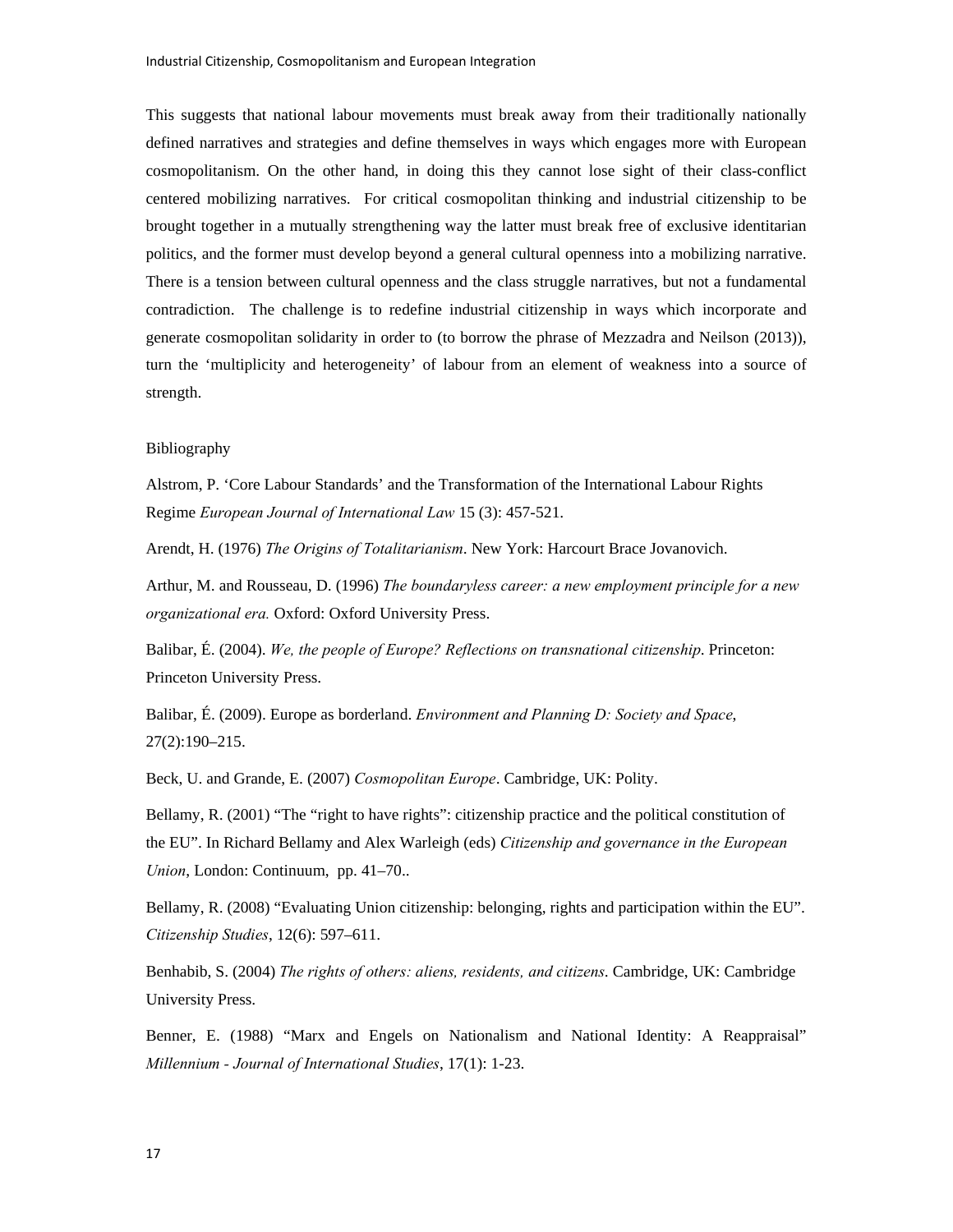This suggests that national labour movements must break away from their traditionally nationally defined narratives and strategies and define themselves in ways which engages more with European cosmopolitanism. On the other hand, in doing this they cannot lose sight of their class-conflict centered mobilizing narratives. For critical cosmopolitan thinking and industrial citizenship to be brought together in a mutually strengthening way the latter must break free of exclusive identitarian politics, and the former must develop beyond a general cultural openness into a mobilizing narrative. There is a tension between cultural openness and the class struggle narratives, but not a fundamental contradiction. The challenge is to redefine industrial citizenship in ways which incorporate and generate cosmopolitan solidarity in order to (to borrow the phrase of Mezzadra and Neilson (2013)), turn the 'multiplicity and heterogeneity' of labour from an element of weakness into a source of strength.

## Bibliography

Alstrom, P. 'Core Labour Standards' and the Transformation of the International Labour Rights Regime *European Journal of International Law* 15 (3): 457-521.

Arendt, H. (1976) *The Origins of Totalitarianism*. New York: Harcourt Brace Jovanovich.

Arthur, M. and Rousseau, D. (1996) *The boundaryless career: a new employment principle for a new organizational era.* Oxford: Oxford University Press.

Balibar, É. (2004). *We, the people of Europe? Reflections on transnational citizenship*. Princeton: Princeton University Press.

Balibar, É. (2009). Europe as borderland. *Environment and Planning D: Society and Space*, 27(2):190–215.

Beck, U. and Grande, E. (2007) *Cosmopolitan Europe*. Cambridge, UK: Polity.

Bellamy, R. (2001) "The "right to have rights": citizenship practice and the political constitution of the EU". In Richard Bellamy and Alex Warleigh (eds) *Citizenship and governance in the European Union*, London: Continuum, pp. 41–70..

Bellamy, R. (2008) "Evaluating Union citizenship: belonging, rights and participation within the EU". *Citizenship Studies*, 12(6): 597–611.

Benhabib, S. (2004) *The rights of others: aliens, residents, and citizens*. Cambridge, UK: Cambridge University Press.

Benner, E. (1988) "Marx and Engels on Nationalism and National Identity: A Reappraisal" *Millennium - Journal of International Studies*, 17(1): 1-23.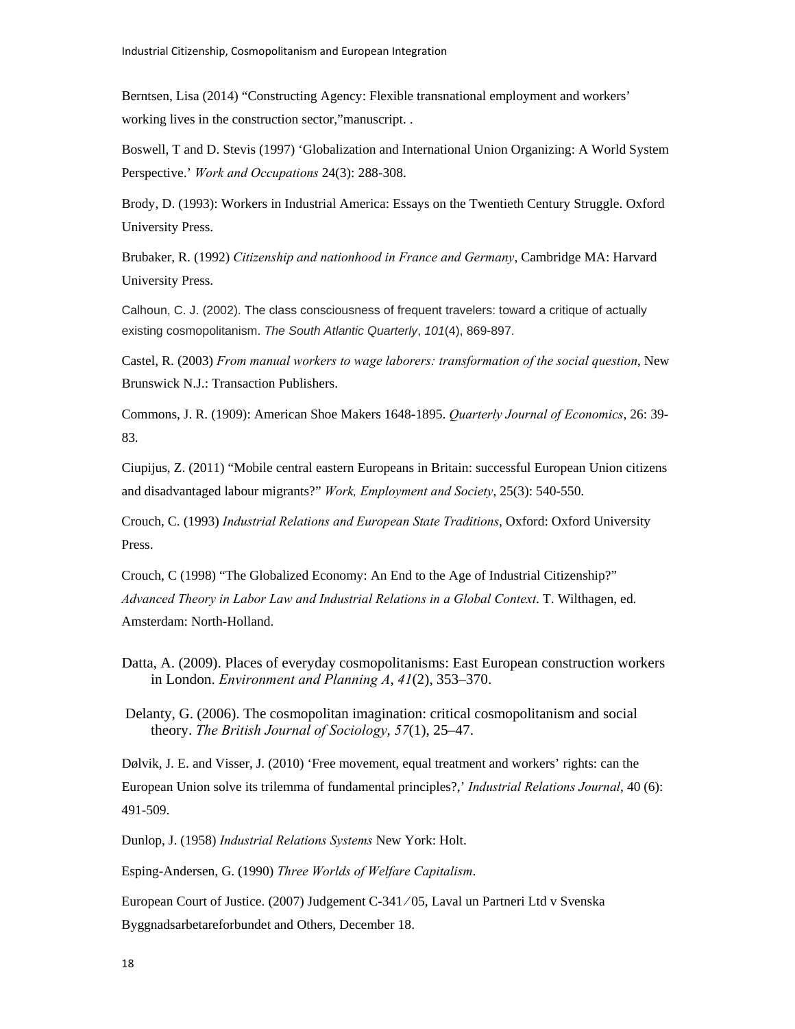Berntsen, Lisa (2014) “Constructing Agency: Flexible transnational employment and workers’ working lives in the construction sector,”manuscript. .

Boswell, T and D. Stevis (1997) ‘Globalization and International Union Organizing: A World System Perspective.’ *Work and Occupations* 24(3): 288-308.

Brody, D. (1993): Workers in Industrial America: Essays on the Twentieth Century Struggle. Oxford University Press.

Brubaker, R. (1992) *Citizenship and nationhood in France and Germany*, Cambridge MA: Harvard University Press.

Calhoun, C. J. (2002). The class consciousness of frequent travelers: toward a critique of actually existing cosmopolitanism. *The South Atlantic Quarterly*, *101*(4), 869-897.

Castel, R. (2003) *From manual workers to wage laborers: transformation of the social question*, New Brunswick N.J.: Transaction Publishers.

Commons, J. R. (1909): American Shoe Makers 1648-1895. *Quarterly Journal of Economics*, 26: 39-83.

Ciupijus, Z. (2011) “Mobile central eastern Europeans in Britain: successful European Union citizens and disadvantaged labour migrants?” *Work, Employment and Society*, 25(3): 540-550.

Crouch, C. (1993) *Industrial Relations and European State Traditions*, Oxford: Oxford University Press.

Crouch, C (1998) “The Globalized Economy: An End to the Age of Industrial Citizenship?” *Advanced Theory in Labor Law and Industrial Relations in a Global Context*. T. Wilthagen, ed. Amsterdam: North-Holland.

Datta, A. (2009). Places of everyday cosmopolitanisms: East European construction workers in London. *Environment and Planning A*, *41*(2), 353–370.

Delanty, G. (2006). The cosmopolitan imagination: critical cosmopolitanism and social theory. *The British Journal of Sociology*, *57*(1), 25–47.

Dølvik, J. E. and Visser, J. (2010) ‘Free movement, equal treatment and workers’ rights: can the European Union solve its trilemma of fundamental principles?,’ *Industrial Relations Journal*, 40 (6): 491-509.

Dunlop, J. (1958) *Industrial Relations Systems* New York: Holt.

Esping-Andersen, G. (1990) *Three Worlds of Welfare Capitalism*.

European Court of Justice. (2007) Judgement C-341 ⁄ 05, Laval un Partneri Ltd v Svenska Byggnadsarbetareforbundet and Others, December 18.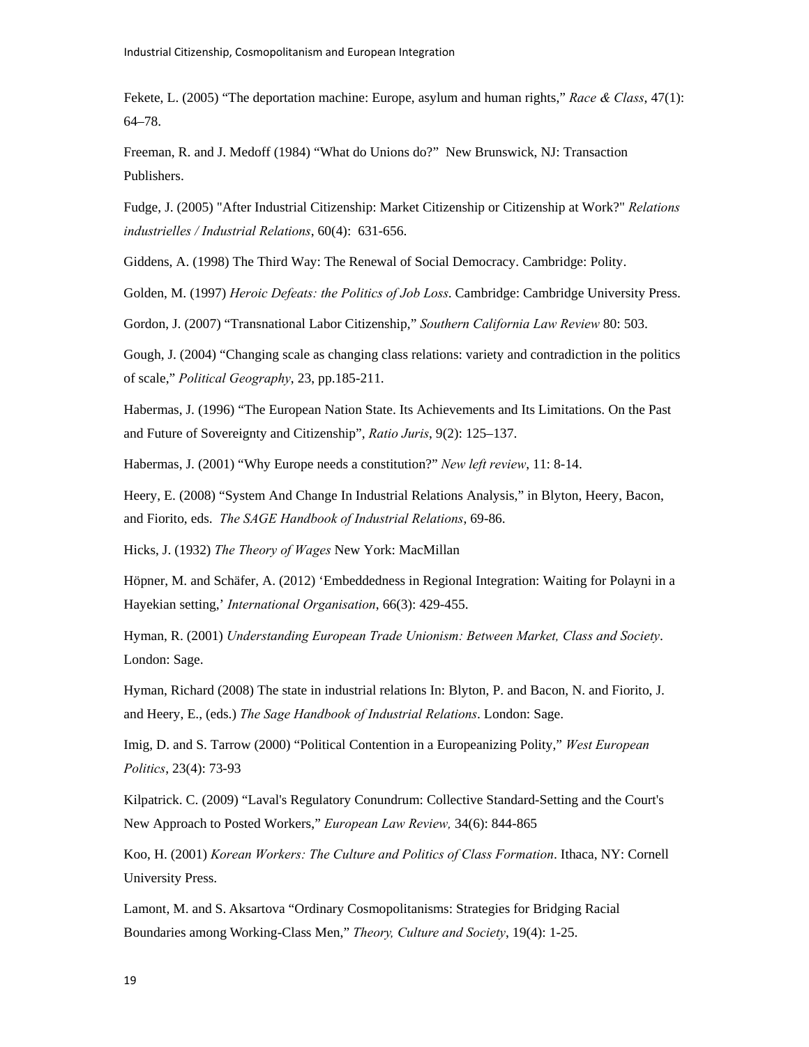Fekete, L. (2005) "The deportation machine: Europe, asylum and human rights," *Race & Class*, 47(1): 64–78.

Freeman, R. and J. Medoff (1984) "What do Unions do?" New Brunswick, NJ: Transaction Publishers.

Fudge, J. (2005) "After Industrial Citizenship: Market Citizenship or Citizenship at Work?" *Relations industrielles / Industrial Relations*, 60(4): 631-656.

Giddens, A. (1998) The Third Way: The Renewal of Social Democracy. Cambridge: Polity.

Golden, M. (1997) *Heroic Defeats: the Politics of Job Loss*. Cambridge: Cambridge University Press.

Gordon, J. (2007) "Transnational Labor Citizenship," *Southern California Law Review* 80: 503.

Gough, J. (2004) "Changing scale as changing class relations: variety and contradiction in the politics of scale," *Political Geography*, 23, pp.185-211.

Habermas, J. (1996) "The European Nation State. Its Achievements and Its Limitations. On the Past and Future of Sovereignty and Citizenship", *Ratio Juris*, 9(2): 125–137.

Habermas, J. (2001) "Why Europe needs a constitution?" *New left review*, 11: 8-14.

Heery, E. (2008) "System And Change In Industrial Relations Analysis," in Blyton, Heery, Bacon, and Fiorito, eds. *The SAGE Handbook of Industrial Relations*, 69-86.

Hicks, J. (1932) *The Theory of Wages* New York: MacMillan

Höpner, M. and Schäfer, A. (2012) 'Embeddedness in Regional Integration: Waiting for Polayni in a Hayekian setting,' *International Organisation*, 66(3): 429-455.

Hyman, R. (2001) *Understanding European Trade Unionism: Between Market, Class and Society*. London: Sage.

Hyman, Richard (2008) The state in industrial relations In: Blyton, P. and Bacon, N. and Fiorito, J. and Heery, E., (eds.) *The Sage Handbook of Industrial Relations*. London: Sage.

Imig, D. and S. Tarrow (2000) "Political Contention in a Europeanizing Polity," *West European Politics*, 23(4): 73-93

Kilpatrick. C. (2009) "Laval's Regulatory Conundrum: Collective Standard-Setting and the Court's New Approach to Posted Workers," *European Law Review,* 34(6): 844-865

Koo, H. (2001) *Korean Workers: The Culture and Politics of Class Formation*. Ithaca, NY: Cornell University Press.

Lamont, M. and S. Aksartova "Ordinary Cosmopolitanisms: Strategies for Bridging Racial Boundaries among Working-Class Men," *Theory, Culture and Society*, 19(4): 1-25.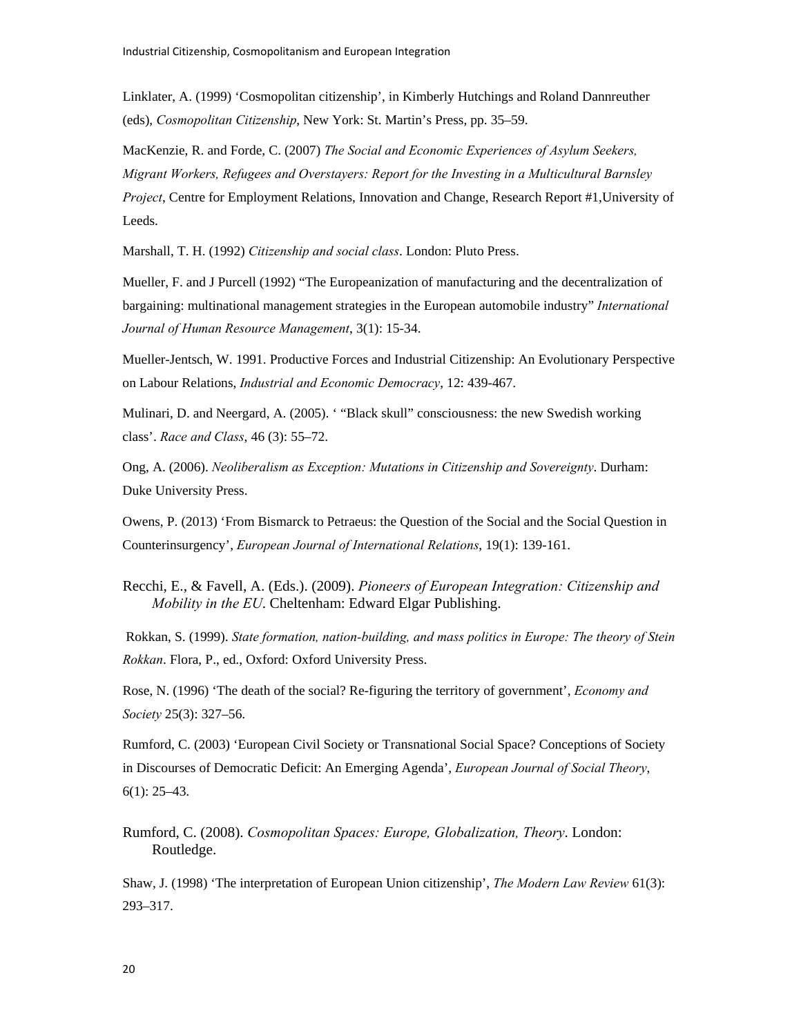Linklater, A. (1999) 'Cosmopolitan citizenship', in Kimberly Hutchings and Roland Dannreuther (eds), *Cosmopolitan Citizenship*, New York: St. Martin's Press, pp. 35–59.

MacKenzie, R. and Forde, C. (2007) *The Social and Economic Experiences of Asylum Seekers, Migrant Workers, Refugees and Overstayers: Report for the Investing in a Multicultural Barnsley Project*, Centre for Employment Relations, Innovation and Change, Research Report #1,University of Leeds.

Marshall, T. H. (1992) *Citizenship and social class*. London: Pluto Press.

Mueller, F. and J Purcell (1992) "The Europeanization of manufacturing and the decentralization of bargaining: multinational management strategies in the European automobile industry" *International Journal of Human Resource Management*, 3(1): 15-34.

Mueller-Jentsch, W. 1991. Productive Forces and Industrial Citizenship: An Evolutionary Perspective on Labour Relations, *Industrial and Economic Democracy*, 12: 439-467.

Mulinari, D. and Neergard, A. (2005). ' "Black skull" consciousness: the new Swedish working class'. *Race and Class*, 46 (3): 55–72.

Ong, A. (2006). *Neoliberalism as Exception: Mutations in Citizenship and Sovereignty*. Durham: Duke University Press.

Owens, P. (2013) 'From Bismarck to Petraeus: the Question of the Social and the Social Question in Counterinsurgency', *European Journal of International Relations*, 19(1): 139-161.

Recchi, E., & Favell, A. (Eds.). (2009). *Pioneers of European Integration: Citizenship and Mobility in the EU*. Cheltenham: Edward Elgar Publishing.

Rokkan, S. (1999). *State formation, nation-building, and mass politics in Europe: The theory of Stein Rokkan*. Flora, P., ed., Oxford: Oxford University Press.

Rose, N. (1996) 'The death of the social? Re-figuring the territory of government', *Economy and Society* 25(3): 327–56.

Rumford, C. (2003) 'European Civil Society or Transnational Social Space? Conceptions of Society in Discourses of Democratic Deficit: An Emerging Agenda', *European Journal of Social Theory*, 6(1): 25–43.

Rumford, C. (2008). *Cosmopolitan Spaces: Europe, Globalization, Theory*. London: Routledge.

Shaw, J. (1998) 'The interpretation of European Union citizenship', *The Modern Law Review* 61(3): 293–317.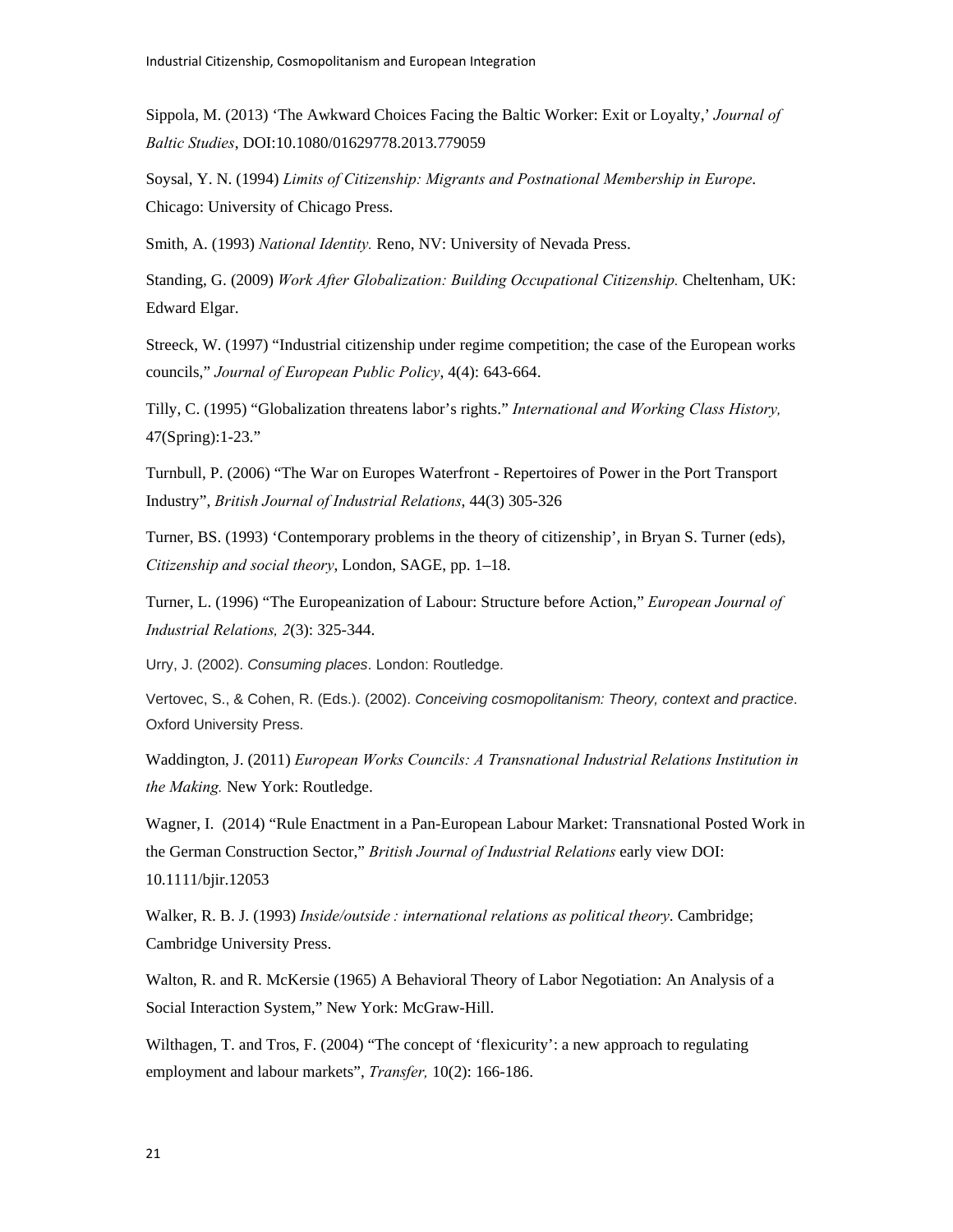Sippola, M. (2013) 'The Awkward Choices Facing the Baltic Worker: Exit or Loyalty,' *Journal of Baltic Studies*, DOI:10.1080/01629778.2013.779059

Soysal, Y. N. (1994) *Limits of Citizenship: Migrants and Postnational Membership in Europe*. Chicago: University of Chicago Press.

Smith, A. (1993) *National Identity.* Reno, NV: University of Nevada Press.

Standing, G. (2009) *Work After Globalization: Building Occupational Citizenship.* Cheltenham, UK: Edward Elgar.

Streeck, W. (1997) "Industrial citizenship under regime competition; the case of the European works councils," *Journal of European Public Policy*, 4(4): 643-664.

Tilly, C. (1995) "Globalization threatens labor's rights." *International and Working Class History,* 47(Spring):1-23."

Turnbull, P. (2006) "The War on Europes Waterfront - Repertoires of Power in the Port Transport Industry", *British Journal of Industrial Relations*, 44(3) 305-326

Turner, BS. (1993) 'Contemporary problems in the theory of citizenship', in Bryan S. Turner (eds), *Citizenship and social theory*, London, SAGE, pp. 1–18.

Turner, L. (1996) "The Europeanization of Labour: Structure before Action," *European Journal of Industrial Relations, 2*(3): 325-344.

Urry, J. (2002). *Consuming places*. London: Routledge.

Vertovec, S., & Cohen, R. (Eds.). (2002). *Conceiving cosmopolitanism: Theory, context and practice*. Oxford University Press.

Waddington, J. (2011) *European Works Councils: A Transnational Industrial Relations Institution in the Making.* New York: Routledge.

Wagner, I. (2014) "Rule Enactment in a Pan-European Labour Market: Transnational Posted Work in the German Construction Sector," *British Journal of Industrial Relations* early view DOI: 10.1111/bjir.12053

Walker, R. B. J. (1993) *Inside/outside : international relations as political theory*. Cambridge; Cambridge University Press.

Walton, R. and R. McKersie (1965) A Behavioral Theory of Labor Negotiation: An Analysis of a Social Interaction System," New York: McGraw-Hill.

Wilthagen, T. and Tros, F. (2004) "The concept of 'flexicurity': a new approach to regulating employment and labour markets", *Transfer,* 10(2): 166-186.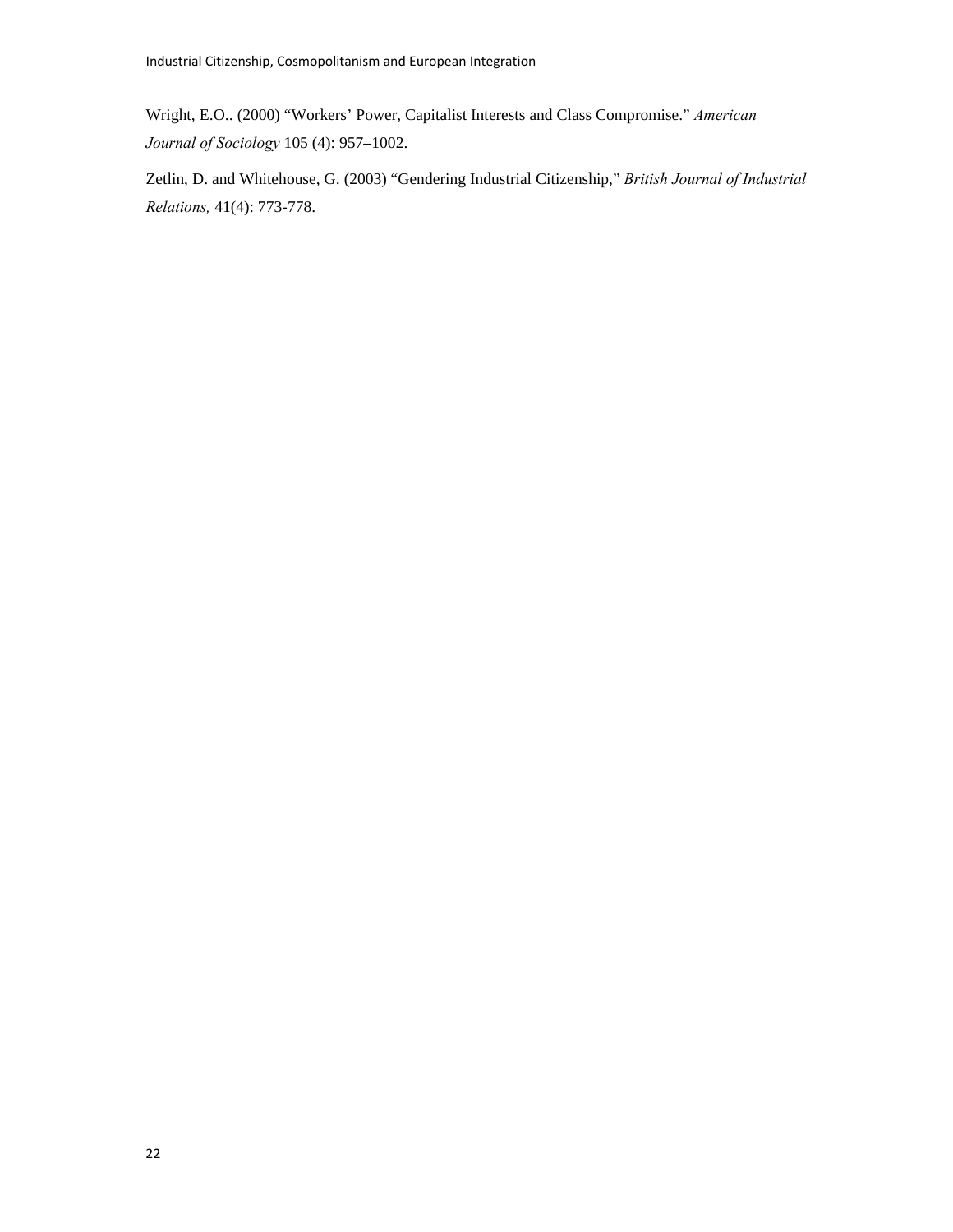Wright, E.O.. (2000) “Workers’ Power, Capitalist Interests and Class Compromise.” *American Journal of Sociology* 105 (4): 957–1002.

Zetlin, D. and Whitehouse, G. (2003) “Gendering Industrial Citizenship,” *British Journal of Industrial Relations,* 41(4): 773-778.